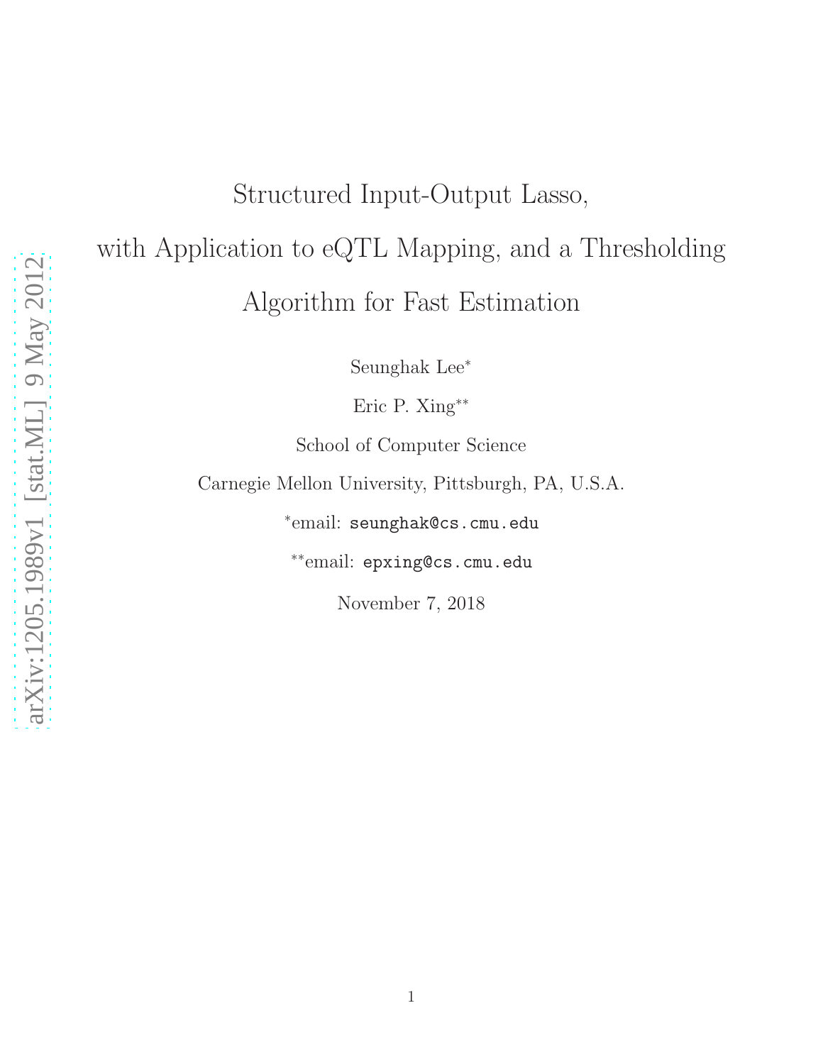# Structured Input-Output Lasso, with Application to eQTL Mapping, and a Thresholding Algorithm for Fast Estimation

Seunghak Lee[*]

Eric P. Xing[**]

School of Computer Science

Carnegie Mellon University, Pittsburgh, PA, U.S.A.

[*]email: `seunghak@cs.cmu.edu`

[**]email: `epxing@cs.cmu.edu`

November 7, 2018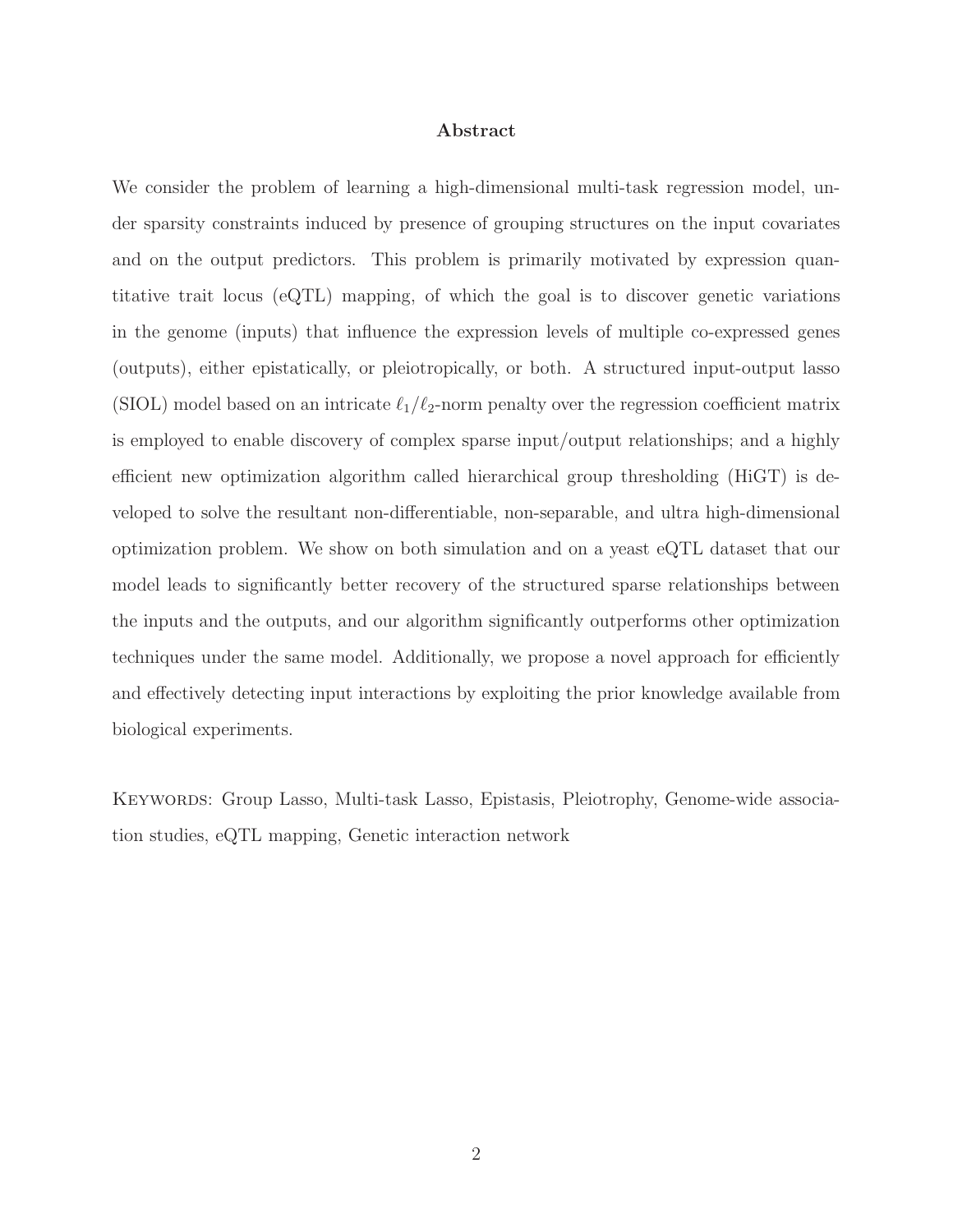## Abstract

We consider the problem of learning a high-dimensional multi-task regression model, under sparsity constraints induced by presence of grouping structures on the input covariates and on the output predictors. This problem is primarily motivated by expression quantitative trait locus (eQTL) mapping, of which the goal is to discover genetic variations in the genome (inputs) that influence the expression levels of multiple co-expressed genes (outputs), either epistatically, or pleiotropically, or both. A structured input-output lasso (SIOL) model based on an intricate $\ell_1/\ell_2$-norm penalty over the regression coefficient matrix is employed to enable discovery of complex sparse input/output relationships; and a highly efficient new optimization algorithm called hierarchical group thresholding (HiGT) is developed to solve the resultant non-differentiable, non-separable, and ultra high-dimensional optimization problem. We show on both simulation and on a yeast eQTL dataset that our model leads to significantly better recovery of the structured sparse relationships between the inputs and the outputs, and our algorithm significantly outperforms other optimization techniques under the same model. Additionally, we propose a novel approach for efficiently and effectively detecting input interactions by exploiting the prior knowledge available from biological experiments.

Keywords: Group Lasso, Multi-task Lasso, Epistasis, Pleiotrophy, Genome-wide association studies, eQTL mapping, Genetic interaction network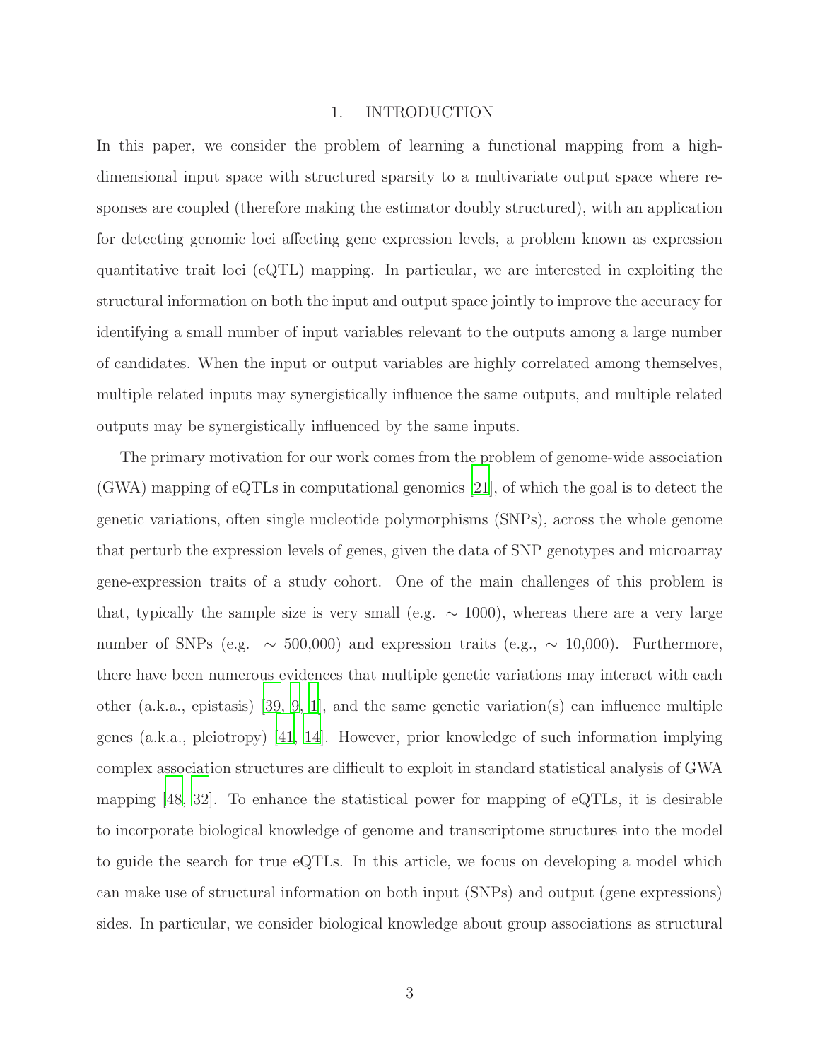# 1. INTRODUCTION

In this paper, we consider the problem of learning a functional mapping from a high-dimensional input space with structured sparsity to a multivariate output space where responses are coupled (therefore making the estimator doubly structured), with an application for detecting genomic loci affecting gene expression levels, a problem known as expression quantitative trait loci (eQTL) mapping. In particular, we are interested in exploiting the structural information on both the input and output space jointly to improve the accuracy for identifying a small number of input variables relevant to the outputs among a large number of candidates. When the input or output variables are highly correlated among themselves, multiple related inputs may synergistically influence the same outputs, and multiple related outputs may be synergistically influenced by the same inputs.

The primary motivation for our work comes from the problem of genome-wide association (GWA) mapping of eQTLs in computational genomics [21], of which the goal is to detect the genetic variations, often single nucleotide polymorphisms (SNPs), across the whole genome that perturb the expression levels of genes, given the data of SNP genotypes and microarray gene-expression traits of a study cohort. One of the main challenges of this problem is that, typically the sample size is very small (e.g. $\sim 1000$), whereas there are a very large number of SNPs (e.g. $\sim 500{,}000$) and expression traits (e.g., $\sim 10{,}000$). Furthermore, there have been numerous evidences that multiple genetic variations may interact with each other (a.k.a., epistasis) [39, 9, 1], and the same genetic variation(s) can influence multiple genes (a.k.a., pleiotropy) [41, 14]. However, prior knowledge of such information implying complex association structures are difficult to exploit in standard statistical analysis of GWA mapping [48, 32]. To enhance the statistical power for mapping of eQTLs, it is desirable to incorporate biological knowledge of genome and transcriptome structures into the model to guide the search for true eQTLs. In this article, we focus on developing a model which can make use of structural information on both input (SNPs) and output (gene expressions) sides. In particular, we consider biological knowledge about group associations as structural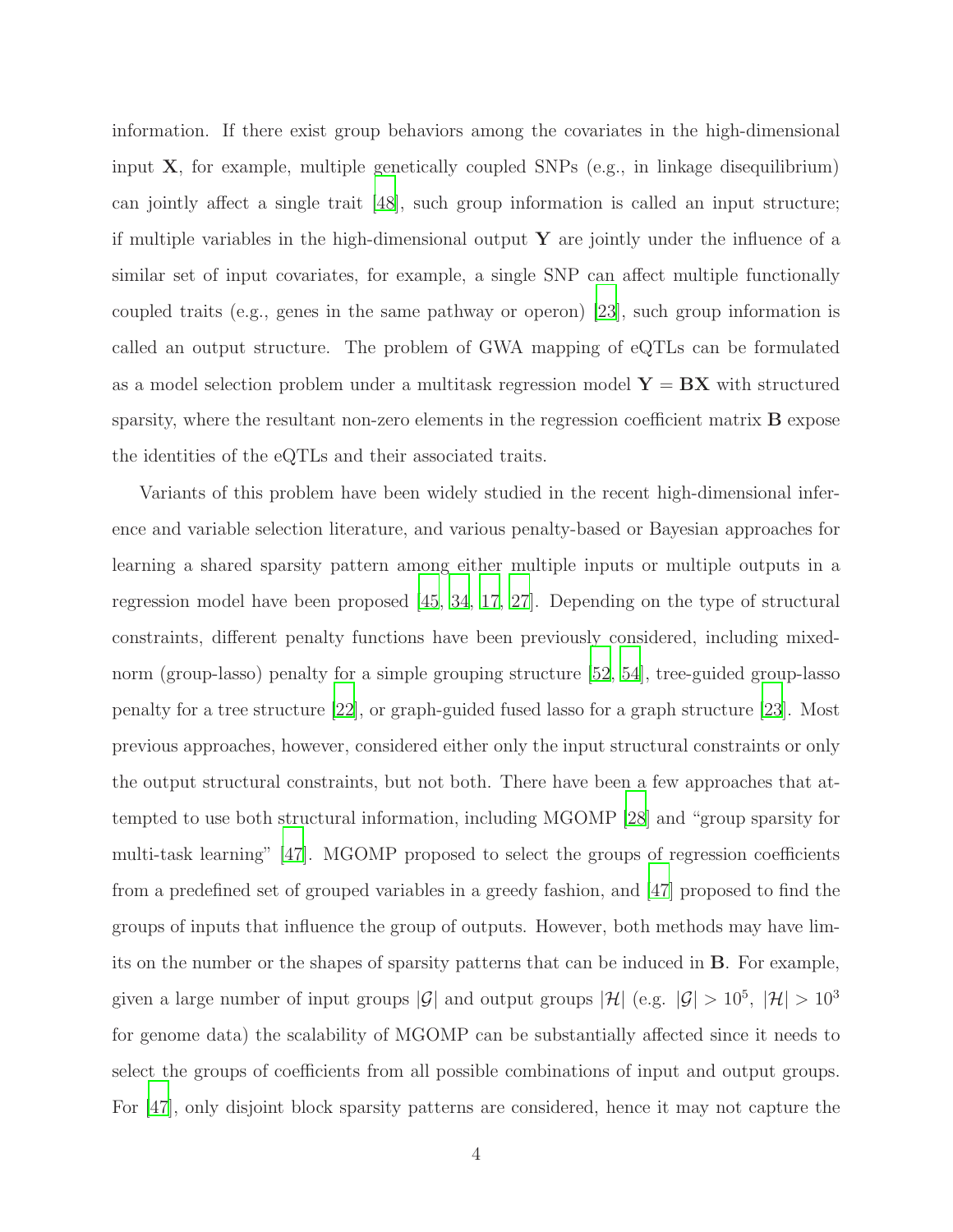information. If there exist group behaviors among the covariates in the high-dimensional input $\mathbf{X}$, for example, multiple genetically coupled SNPs (e.g., in linkage disequilibrium) can jointly affect a single trait [48], such group information is called an input structure; if multiple variables in the high-dimensional output $\mathbf{Y}$ are jointly under the influence of a similar set of input covariates, for example, a single SNP can affect multiple functionally coupled traits (e.g., genes in the same pathway or operon) [23], such group information is called an output structure. The problem of GWA mapping of eQTLs can be formulated as a model selection problem under a multitask regression model $\mathbf{Y} = \mathbf{BX}$ with structured sparsity, where the resultant non-zero elements in the regression coefficient matrix $\mathbf{B}$ expose the identities of the eQTLs and their associated traits.

Variants of this problem have been widely studied in the recent high-dimensional inference and variable selection literature, and various penalty-based or Bayesian approaches for learning a shared sparsity pattern among either multiple inputs or multiple outputs in a regression model have been proposed [45, 34, 17, 27]. Depending on the type of structural constraints, different penalty functions have been previously considered, including mixed-norm (group-lasso) penalty for a simple grouping structure [52, 54], tree-guided group-lasso penalty for a tree structure [22], or graph-guided fused lasso for a graph structure [23]. Most previous approaches, however, considered either only the input structural constraints or only the output structural constraints, but not both. There have been a few approaches that attempted to use both structural information, including MGOMP [28] and "group sparsity for multi-task learning" [47]. MGOMP proposed to select the groups of regression coefficients from a predefined set of grouped variables in a greedy fashion, and [47] proposed to find the groups of inputs that influence the group of outputs. However, both methods may have limits on the number or the shapes of sparsity patterns that can be induced in $\mathbf{B}$. For example, given a large number of input groups $|\mathcal{G}|$ and output groups $|\mathcal{H}|$ (e.g. $|\mathcal{G}| > 10^5$, $|\mathcal{H}| > 10^3$ for genome data) the scalability of MGOMP can be substantially affected since it needs to select the groups of coefficients from all possible combinations of input and output groups. For [47], only disjoint block sparsity patterns are considered, hence it may not capture the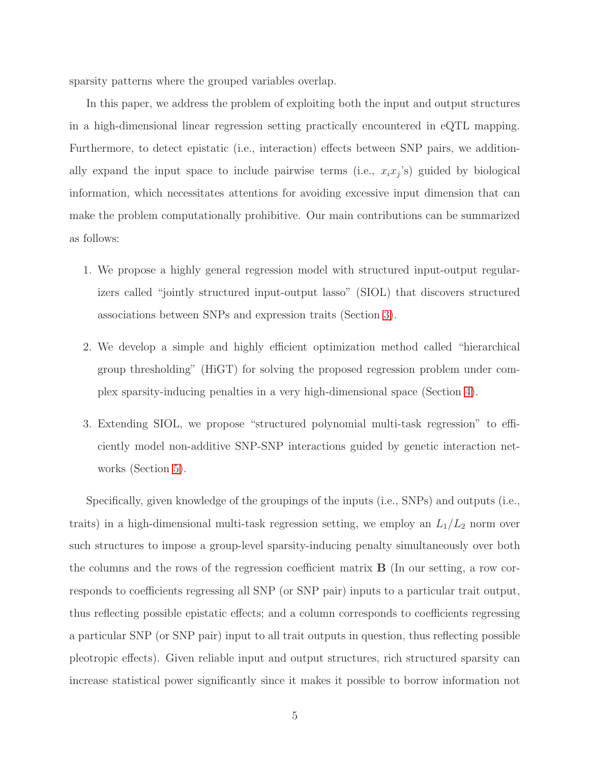sparsity patterns where the grouped variables overlap.

In this paper, we address the problem of exploiting both the input and output structures in a high-dimensional linear regression setting practically encountered in eQTL mapping. Furthermore, to detect epistatic (i.e., interaction) effects between SNP pairs, we additionally expand the input space to include pairwise terms (i.e., $x_i x_j$'s) guided by biological information, which necessitates attentions for avoiding excessive input dimension that can make the problem computationally prohibitive. Our main contributions can be summarized as follows:

1. We propose a highly general regression model with structured input-output regularizers called "jointly structured input-output lasso" (SIOL) that discovers structured associations between SNPs and expression traits (Section 3).

2. We develop a simple and highly efficient optimization method called "hierarchical group thresholding" (HiGT) for solving the proposed regression problem under complex sparsity-inducing penalties in a very high-dimensional space (Section 4).

3. Extending SIOL, we propose "structured polynomial multi-task regression" to efficiently model non-additive SNP-SNP interactions guided by genetic interaction networks (Section 5).

Specifically, given knowledge of the groupings of the inputs (i.e., SNPs) and outputs (i.e., traits) in a high-dimensional multi-task regression setting, we employ an $L_1/L_2$ norm over such structures to impose a group-level sparsity-inducing penalty simultaneously over both the columns and the rows of the regression coefficient matrix $\mathbf{B}$ (In our setting, a row corresponds to coefficients regressing all SNP (or SNP pair) inputs to a particular trait output, thus reflecting possible epistatic effects; and a column corresponds to coefficients regressing a particular SNP (or SNP pair) input to all trait outputs in question, thus reflecting possible pleotropic effects). Given reliable input and output structures, rich structured sparsity can increase statistical power significantly since it makes it possible to borrow information not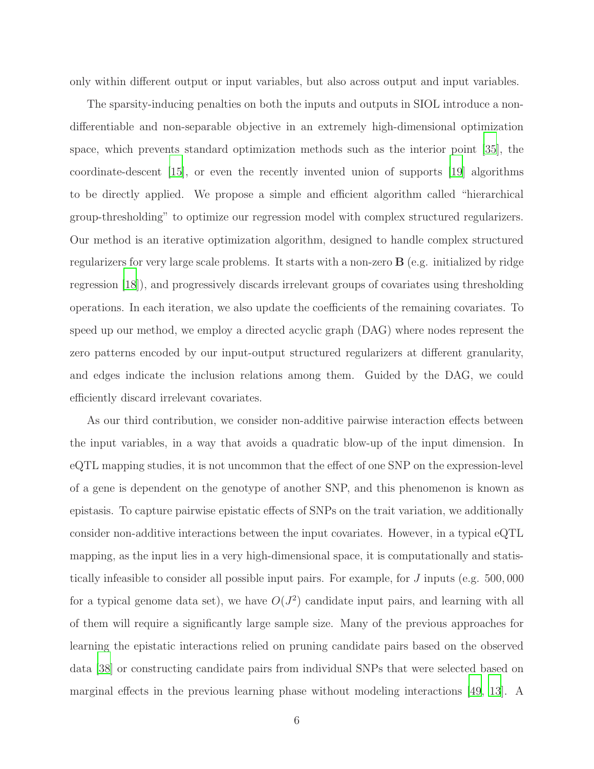only within different output or input variables, but also across output and input variables.

The sparsity-inducing penalties on both the inputs and outputs in SIOL introduce a non-differentiable and non-separable objective in an extremely high-dimensional optimization space, which prevents standard optimization methods such as the interior point [35], the coordinate-descent [15], or even the recently invented union of supports [19] algorithms to be directly applied. We propose a simple and efficient algorithm called "hierarchical group-thresholding" to optimize our regression model with complex structured regularizers. Our method is an iterative optimization algorithm, designed to handle complex structured regularizers for very large scale problems. It starts with a non-zero $\mathbf{B}$ (e.g. initialized by ridge regression [18]), and progressively discards irrelevant groups of covariates using thresholding operations. In each iteration, we also update the coefficients of the remaining covariates. To speed up our method, we employ a directed acyclic graph (DAG) where nodes represent the zero patterns encoded by our input-output structured regularizers at different granularity, and edges indicate the inclusion relations among them. Guided by the DAG, we could efficiently discard irrelevant covariates.

As our third contribution, we consider non-additive pairwise interaction effects between the input variables, in a way that avoids a quadratic blow-up of the input dimension. In eQTL mapping studies, it is not uncommon that the effect of one SNP on the expression-level of a gene is dependent on the genotype of another SNP, and this phenomenon is known as epistasis. To capture pairwise epistatic effects of SNPs on the trait variation, we additionally consider non-additive interactions between the input covariates. However, in a typical eQTL mapping, as the input lies in a very high-dimensional space, it is computationally and statistically infeasible to consider all possible input pairs. For example, for $J$ inputs (e.g. 500,000 for a typical genome data set), we have $O(J^2)$ candidate input pairs, and learning with all of them will require a significantly large sample size. Many of the previous approaches for learning the epistatic interactions relied on pruning candidate pairs based on the observed data [38] or constructing candidate pairs from individual SNPs that were selected based on marginal effects in the previous learning phase without modeling interactions [49, 13]. A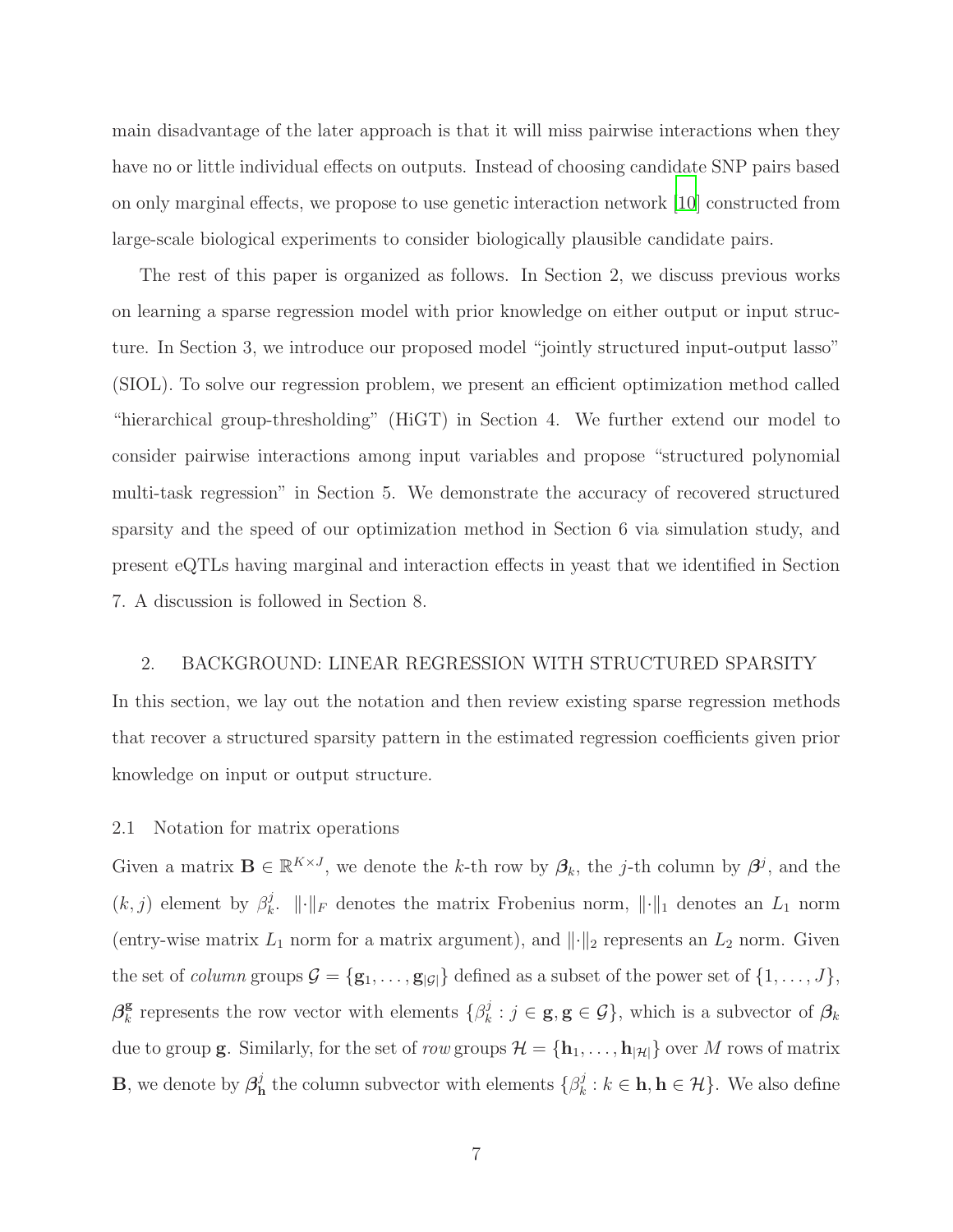main disadvantage of the later approach is that it will miss pairwise interactions when they have no or little individual effects on outputs. Instead of choosing candidate SNP pairs based on only marginal effects, we propose to use genetic interaction network [10] constructed from large-scale biological experiments to consider biologically plausible candidate pairs.

The rest of this paper is organized as follows. In Section 2, we discuss previous works on learning a sparse regression model with prior knowledge on either output or input structure. In Section 3, we introduce our proposed model "jointly structured input-output lasso" (SIOL). To solve our regression problem, we present an efficient optimization method called "hierarchical group-thresholding" (HiGT) in Section 4. We further extend our model to consider pairwise interactions among input variables and propose "structured polynomial multi-task regression" in Section 5. We demonstrate the accuracy of recovered structured sparsity and the speed of our optimization method in Section 6 via simulation study, and present eQTLs having marginal and interaction effects in yeast that we identified in Section 7. A discussion is followed in Section 8.

## 2. BACKGROUND: LINEAR REGRESSION WITH STRUCTURED SPARSITY

In this section, we lay out the notation and then review existing sparse regression methods that recover a structured sparsity pattern in the estimated regression coefficients given prior knowledge on input or output structure.

### 2.1 Notation for matrix operations

Given a matrix $\mathbf{B} \in \mathbb{R}^{K \times J}$, we denote the $k$-th row by $\boldsymbol{\beta}_k$, the $j$-th column by $\boldsymbol{\beta}^j$, and the $(k, j)$ element by $\beta_k^j$. $\|\cdot\|_F$ denotes the matrix Frobenius norm, $\|\cdot\|_1$ denotes an $L_1$ norm (entry-wise matrix $L_1$ norm for a matrix argument), and $\|\cdot\|_2$ represents an $L_2$ norm. Given the set of *column* groups $\mathcal{G} = \{\mathbf{g}_1, \ldots, \mathbf{g}_{|\mathcal{G}|}\}$ defined as a subset of the power set of $\{1, \ldots, J\}$, $\boldsymbol{\beta}_k^{\mathbf{g}}$ represents the row vector with elements $\{\beta_k^j : j \in \mathbf{g}, \mathbf{g} \in \mathcal{G}\}$, which is a subvector of $\boldsymbol{\beta}_k$ due to group $\mathbf{g}$. Similarly, for the set of *row* groups $\mathcal{H} = \{\mathbf{h}_1, \ldots, \mathbf{h}_{|\mathcal{H}|}\}$ over $M$ rows of matrix $\mathbf{B}$, we denote by $\boldsymbol{\beta}_{\mathbf{h}}^j$ the column subvector with elements $\{\beta_k^j : k \in \mathbf{h}, \mathbf{h} \in \mathcal{H}\}$. We also define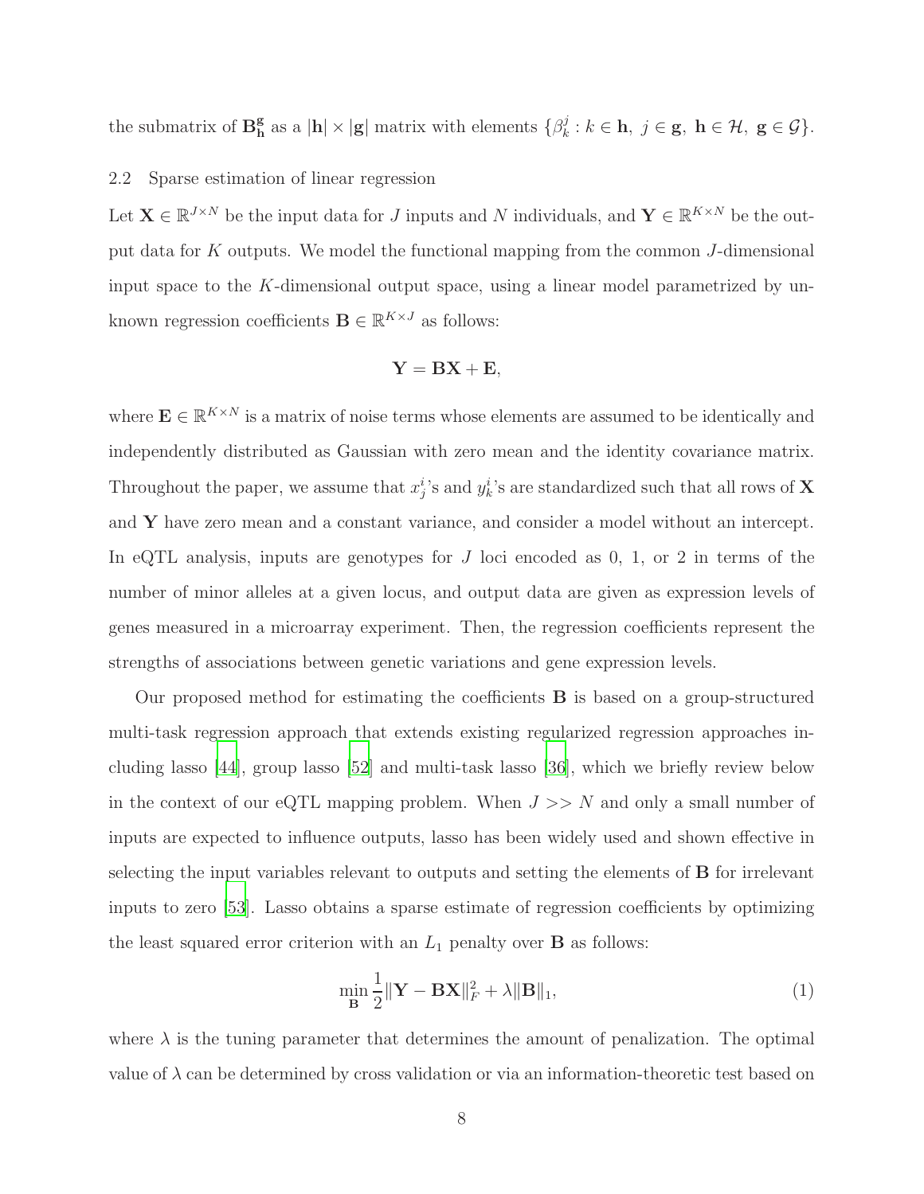the submatrix of $\mathbf{B}_{\mathbf{h}}^{\mathbf{g}}$ as a $|\mathbf{h}| \times |\mathbf{g}|$ matrix with elements $\{\beta_k^j : k \in \mathbf{h},\ j \in \mathbf{g},\ \mathbf{h} \in \mathcal{H},\ \mathbf{g} \in \mathcal{G}\}$.

## 2.2 Sparse estimation of linear regression

Let $\mathbf{X} \in \mathbb{R}^{J \times N}$ be the input data for $J$ inputs and $N$ individuals, and $\mathbf{Y} \in \mathbb{R}^{K \times N}$ be the output data for $K$ outputs. We model the functional mapping from the common $J$-dimensional input space to the $K$-dimensional output space, using a linear model parametrized by unknown regression coefficients $\mathbf{B} \in \mathbb{R}^{K \times J}$ as follows:

$$\mathbf{Y} = \mathbf{B}\mathbf{X} + \mathbf{E},$$

where $\mathbf{E} \in \mathbb{R}^{K \times N}$ is a matrix of noise terms whose elements are assumed to be identically and independently distributed as Gaussian with zero mean and the identity covariance matrix. Throughout the paper, we assume that $x_j^i$'s and $y_k^i$'s are standardized such that all rows of $\mathbf{X}$ and $\mathbf{Y}$ have zero mean and a constant variance, and consider a model without an intercept. In eQTL analysis, inputs are genotypes for $J$ loci encoded as 0, 1, or 2 in terms of the number of minor alleles at a given locus, and output data are given as expression levels of genes measured in a microarray experiment. Then, the regression coefficients represent the strengths of associations between genetic variations and gene expression levels.

Our proposed method for estimating the coefficients $\mathbf{B}$ is based on a group-structured multi-task regression approach that extends existing regularized regression approaches including lasso [44], group lasso [52] and multi-task lasso [36], which we briefly review below in the context of our eQTL mapping problem. When $J >> N$ and only a small number of inputs are expected to influence outputs, lasso has been widely used and shown effective in selecting the input variables relevant to outputs and setting the elements of $\mathbf{B}$ for irrelevant inputs to zero [53]. Lasso obtains a sparse estimate of regression coefficients by optimizing the least squared error criterion with an $L_1$ penalty over $\mathbf{B}$ as follows:

$$\min_{\mathbf{B}} \frac{1}{2}\|\mathbf{Y} - \mathbf{B}\mathbf{X}\|_F^2 + \lambda\|\mathbf{B}\|_1, \tag{1}$$

where $\lambda$ is the tuning parameter that determines the amount of penalization. The optimal value of $\lambda$ can be determined by cross validation or via an information-theoretic test based on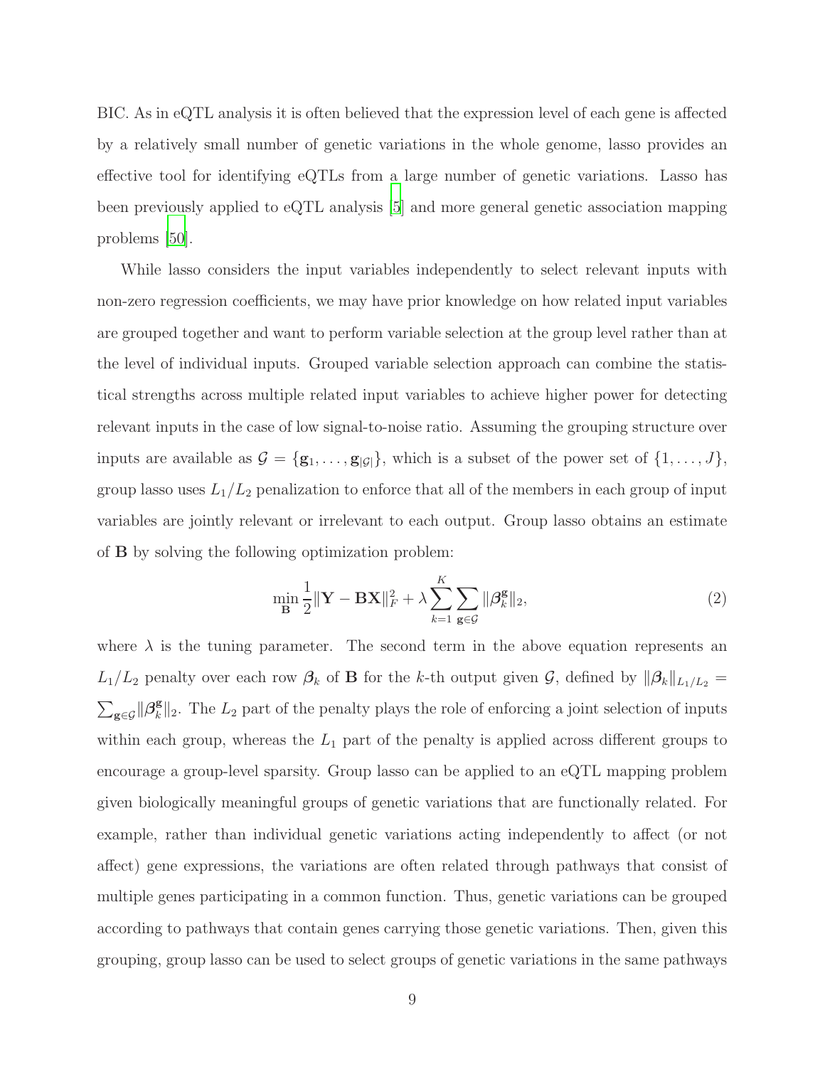BIC. As in eQTL analysis it is often believed that the expression level of each gene is affected by a relatively small number of genetic variations in the whole genome, lasso provides an effective tool for identifying eQTLs from a large number of genetic variations. Lasso has been previously applied to eQTL analysis [5] and more general genetic association mapping problems [50].

While lasso considers the input variables independently to select relevant inputs with non-zero regression coefficients, we may have prior knowledge on how related input variables are grouped together and want to perform variable selection at the group level rather than at the level of individual inputs. Grouped variable selection approach can combine the statistical strengths across multiple related input variables to achieve higher power for detecting relevant inputs in the case of low signal-to-noise ratio. Assuming the grouping structure over inputs are available as $\mathcal{G} = \{\mathbf{g}_1, \ldots, \mathbf{g}_{|\mathcal{G}|}\}$, which is a subset of the power set of $\{1, \ldots, J\}$, group lasso uses $L_1/L_2$ penalization to enforce that all of the members in each group of input variables are jointly relevant or irrelevant to each output. Group lasso obtains an estimate of $\mathbf{B}$ by solving the following optimization problem:

$$\min_{\mathbf{B}} \frac{1}{2}\|\mathbf{Y} - \mathbf{B}\mathbf{X}\|_F^2 + \lambda \sum_{k=1}^{K} \sum_{\mathbf{g} \in \mathcal{G}} \|\boldsymbol{\beta}_k^{\mathbf{g}}\|_2, \tag{2}$$

where $\lambda$ is the tuning parameter. The second term in the above equation represents an $L_1/L_2$ penalty over each row $\boldsymbol{\beta}_k$ of $\mathbf{B}$ for the $k$-th output given $\mathcal{G}$, defined by $\|\boldsymbol{\beta}_k\|_{L_1/L_2} = \sum_{\mathbf{g} \in \mathcal{G}} \|\boldsymbol{\beta}_k^{\mathbf{g}}\|_2$. The $L_2$ part of the penalty plays the role of enforcing a joint selection of inputs within each group, whereas the $L_1$ part of the penalty is applied across different groups to encourage a group-level sparsity. Group lasso can be applied to an eQTL mapping problem given biologically meaningful groups of genetic variations that are functionally related. For example, rather than individual genetic variations acting independently to affect (or not affect) gene expressions, the variations are often related through pathways that consist of multiple genes participating in a common function. Thus, genetic variations can be grouped according to pathways that contain genes carrying those genetic variations. Then, given this grouping, group lasso can be used to select groups of genetic variations in the same pathways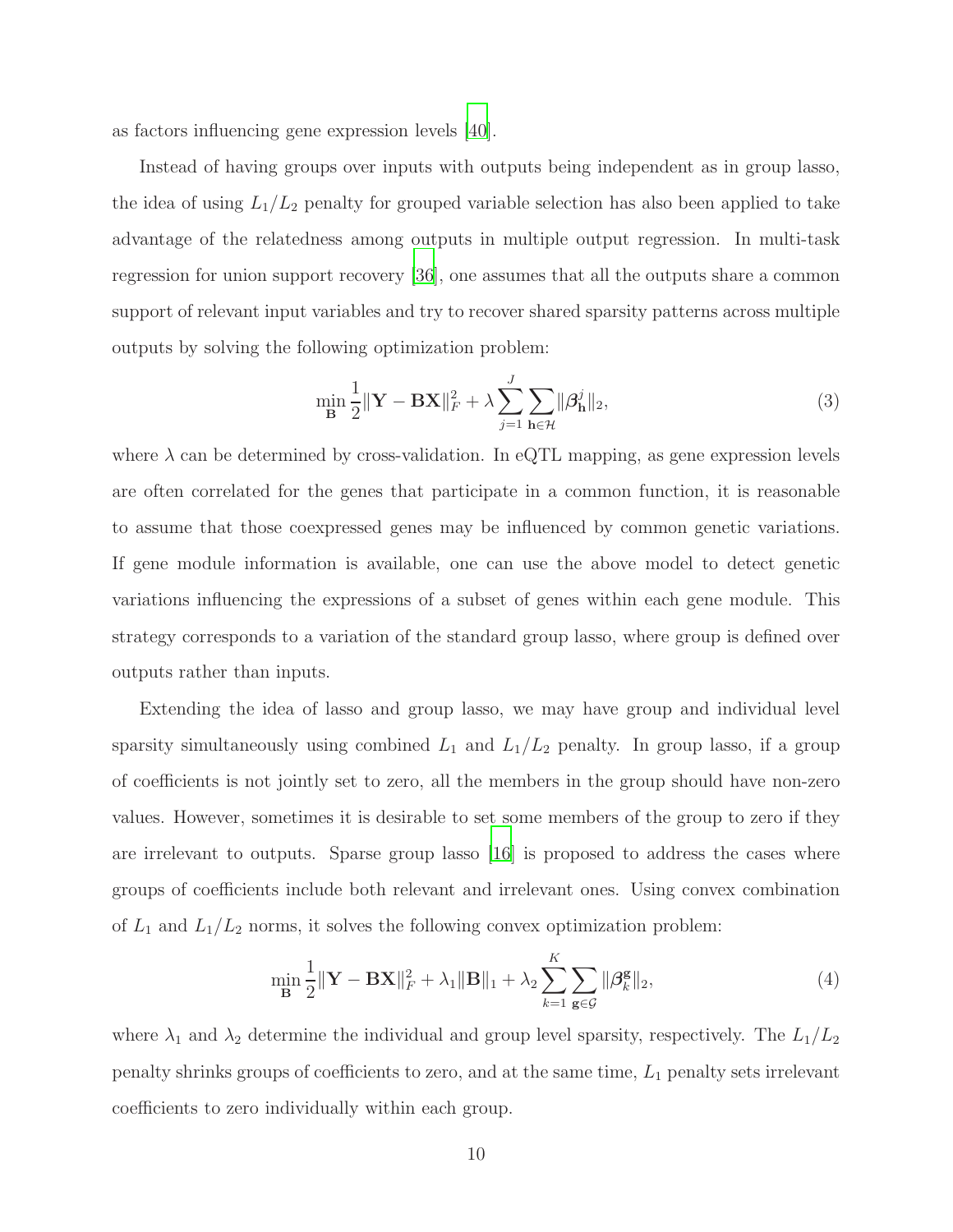as factors influencing gene expression levels [40].

Instead of having groups over inputs with outputs being independent as in group lasso, the idea of using $L_1/L_2$ penalty for grouped variable selection has also been applied to take advantage of the relatedness among outputs in multiple output regression. In multi-task regression for union support recovery [36], one assumes that all the outputs share a common support of relevant input variables and try to recover shared sparsity patterns across multiple outputs by solving the following optimization problem:

$$\min_{\mathbf{B}} \frac{1}{2}\|\mathbf{Y} - \mathbf{B}\mathbf{X}\|_F^2 + \lambda \sum_{j=1}^{J} \sum_{\mathbf{h} \in \mathcal{H}} \|\boldsymbol{\beta}_{\mathbf{h}}^{j}\|_2, \tag{3}$$

where $\lambda$ can be determined by cross-validation. In eQTL mapping, as gene expression levels are often correlated for the genes that participate in a common function, it is reasonable to assume that those coexpressed genes may be influenced by common genetic variations. If gene module information is available, one can use the above model to detect genetic variations influencing the expressions of a subset of genes within each gene module. This strategy corresponds to a variation of the standard group lasso, where group is defined over outputs rather than inputs.

Extending the idea of lasso and group lasso, we may have group and individual level sparsity simultaneously using combined $L_1$ and $L_1/L_2$ penalty. In group lasso, if a group of coefficients is not jointly set to zero, all the members in the group should have non-zero values. However, sometimes it is desirable to set some members of the group to zero if they are irrelevant to outputs. Sparse group lasso [16] is proposed to address the cases where groups of coefficients include both relevant and irrelevant ones. Using convex combination of $L_1$ and $L_1/L_2$ norms, it solves the following convex optimization problem:

$$\min_{\mathbf{B}} \frac{1}{2}\|\mathbf{Y} - \mathbf{B}\mathbf{X}\|_F^2 + \lambda_1 \|\mathbf{B}\|_1 + \lambda_2 \sum_{k=1}^{K} \sum_{\mathbf{g} \in \mathcal{G}} \|\boldsymbol{\beta}_k^{\mathbf{g}}\|_2, \tag{4}$$

where $\lambda_1$ and $\lambda_2$ determine the individual and group level sparsity, respectively. The $L_1/L_2$ penalty shrinks groups of coefficients to zero, and at the same time, $L_1$ penalty sets irrelevant coefficients to zero individually within each group.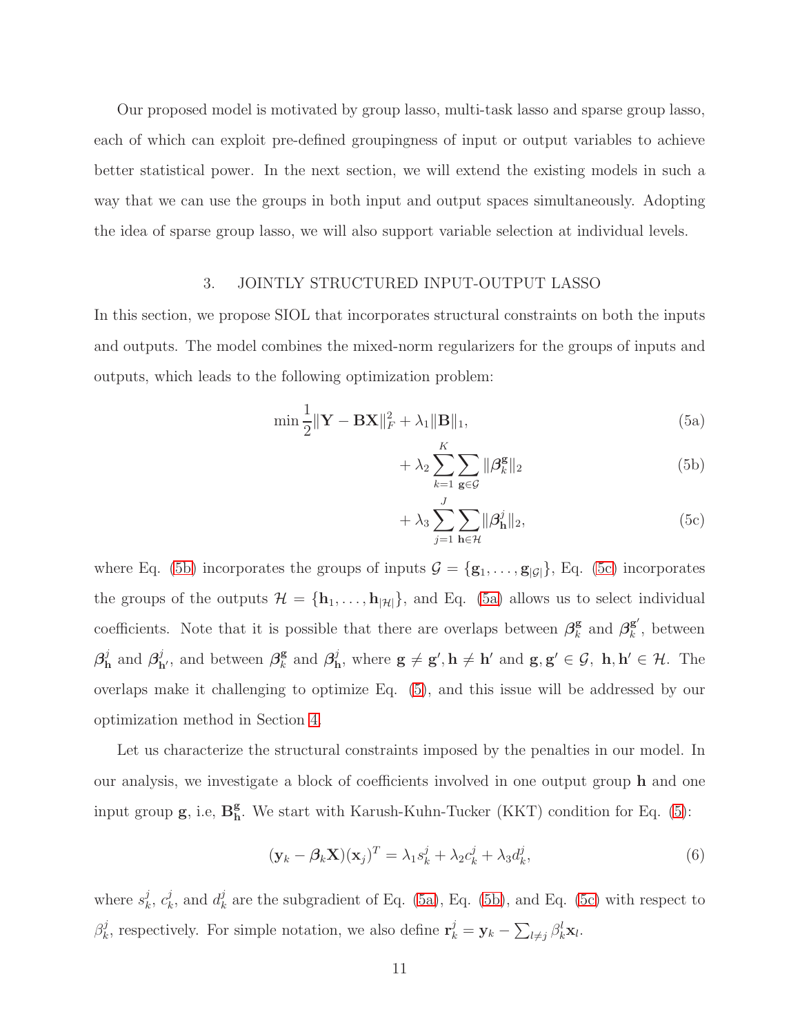Our proposed model is motivated by group lasso, multi-task lasso and sparse group lasso, each of which can exploit pre-defined groupingness of input or output variables to achieve better statistical power. In the next section, we will extend the existing models in such a way that we can use the groups in both input and output spaces simultaneously. Adopting the idea of sparse group lasso, we will also support variable selection at individual levels.

## 3. JOINTLY STRUCTURED INPUT-OUTPUT LASSO

In this section, we propose SIOL that incorporates structural constraints on both the inputs and outputs. The model combines the mixed-norm regularizers for the groups of inputs and outputs, which leads to the following optimization problem:

$$\min \frac{1}{2}\|\mathbf{Y} - \mathbf{B}\mathbf{X}\|_F^2 + \lambda_1 \|\mathbf{B}\|_1, \tag{5a}$$

$$+ \lambda_2 \sum_{k=1}^{K} \sum_{\mathbf{g} \in \mathcal{G}} \|\boldsymbol{\beta}_k^{\mathbf{g}}\|_2 \tag{5b}$$

$$+ \lambda_3 \sum_{j=1}^{J} \sum_{\mathbf{h} \in \mathcal{H}} \|\boldsymbol{\beta}_{\mathbf{h}}^{j}\|_2, \tag{5c}$$

where Eq. (5b) incorporates the groups of inputs $\mathcal{G} = \{\mathbf{g}_1, \ldots, \mathbf{g}_{|\mathcal{G}|}\}$, Eq. (5c) incorporates the groups of the outputs $\mathcal{H} = \{\mathbf{h}_1, \ldots, \mathbf{h}_{|\mathcal{H}|}\}$, and Eq. (5a) allows us to select individual coefficients. Note that it is possible that there are overlaps between $\boldsymbol{\beta}_k^{\mathbf{g}}$ and $\boldsymbol{\beta}_k^{\mathbf{g}'}$, between $\boldsymbol{\beta}_{\mathbf{h}}^{j}$ and $\boldsymbol{\beta}_{\mathbf{h}'}^{j}$, and between $\boldsymbol{\beta}_k^{\mathbf{g}}$ and $\boldsymbol{\beta}_{\mathbf{h}}^{j}$, where $\mathbf{g} \neq \mathbf{g}', \mathbf{h} \neq \mathbf{h}'$ and $\mathbf{g}, \mathbf{g}' \in \mathcal{G},\ \mathbf{h}, \mathbf{h}' \in \mathcal{H}$. The overlaps make it challenging to optimize Eq. (5), and this issue will be addressed by our optimization method in Section 4.

Let us characterize the structural constraints imposed by the penalties in our model. In our analysis, we investigate a block of coefficients involved in one output group $\mathbf{h}$ and one input group $\mathbf{g}$, i.e, $\mathbf{B}_{\mathbf{h}}^{\mathbf{g}}$. We start with Karush-Kuhn-Tucker (KKT) condition for Eq. (5):

$$(\mathbf{y}_k - \boldsymbol{\beta}_k \mathbf{X})(\mathbf{x}_j)^T = \lambda_1 s_k^j + \lambda_2 c_k^j + \lambda_3 d_k^j, \tag{6}$$

where $s_k^j$, $c_k^j$, and $d_k^j$ are the subgradient of Eq. (5a), Eq. (5b), and Eq. (5c) with respect to $\beta_k^j$, respectively. For simple notation, we also define $\mathbf{r}_k^j = \mathbf{y}_k - \sum_{l \neq j} \beta_k^l \mathbf{x}_l$.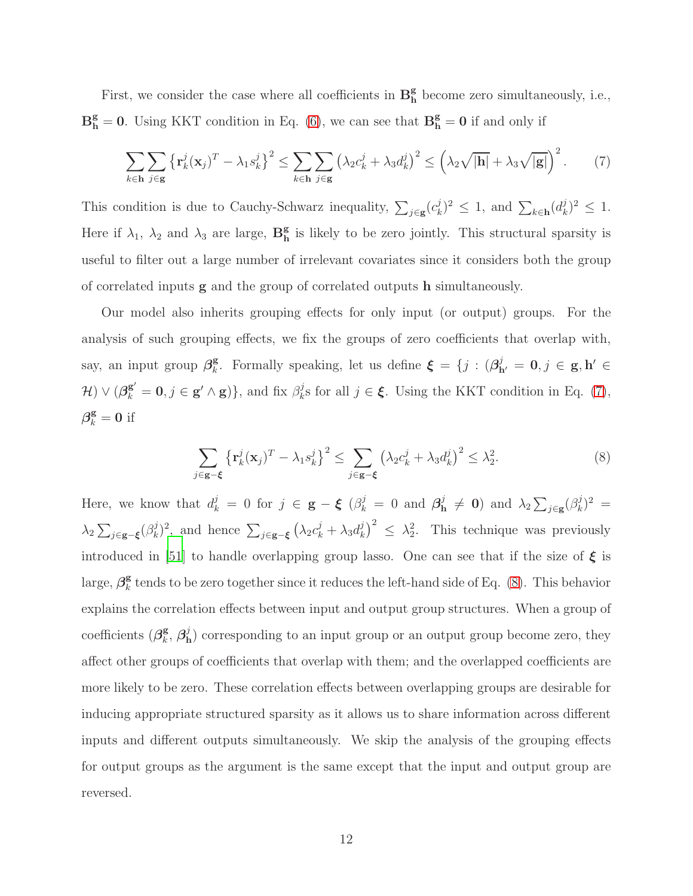First, we consider the case where all coefficients in $\mathbf{B}_{\mathbf{h}}^{\mathbf{g}}$ become zero simultaneously, i.e., $\mathbf{B}_{\mathbf{h}}^{\mathbf{g}} = \mathbf{0}$. Using KKT condition in Eq. (6), we can see that $\mathbf{B}_{\mathbf{h}}^{\mathbf{g}} = \mathbf{0}$ if and only if

$$\sum_{k \in \mathbf{h}} \sum_{j \in \mathbf{g}} \left\{ \mathbf{r}_k^j (\mathbf{x}_j)^T - \lambda_1 s_k^j \right\}^2 \leq \sum_{k \in \mathbf{h}} \sum_{j \in \mathbf{g}} \left( \lambda_2 c_k^j + \lambda_3 d_k^j \right)^2 \leq \left( \lambda_2 \sqrt{|\mathbf{h}|} + \lambda_3 \sqrt{|\mathbf{g}|} \right)^2. \quad (7)$$

This condition is due to Cauchy-Schwarz inequality, $\sum_{j \in \mathbf{g}} (c_k^j)^2 \leq 1$, and $\sum_{k \in \mathbf{h}} (d_k^j)^2 \leq 1$. Here if $\lambda_1$, $\lambda_2$ and $\lambda_3$ are large, $\mathbf{B}_{\mathbf{h}}^{\mathbf{g}}$ is likely to be zero jointly. This structural sparsity is useful to filter out a large number of irrelevant covariates since it considers both the group of correlated inputs $\mathbf{g}$ and the group of correlated outputs $\mathbf{h}$ simultaneously.

Our model also inherits grouping effects for only input (or output) groups. For the analysis of such grouping effects, we fix the groups of zero coefficients that overlap with, say, an input group $\boldsymbol{\beta}_k^{\mathbf{g}}$. Formally speaking, let us define $\boldsymbol{\xi} = \{j : (\boldsymbol{\beta}_{\mathbf{h}'}^j = \mathbf{0}, j \in \mathbf{g}, \mathbf{h}' \in \mathcal{H}) \vee (\boldsymbol{\beta}_k^{\mathbf{g}'} = \mathbf{0}, j \in \mathbf{g}' \wedge \mathbf{g})\}$, and fix $\beta_k^j$s for all $j \in \boldsymbol{\xi}$. Using the KKT condition in Eq. (7), $\boldsymbol{\beta}_k^{\mathbf{g}} = \mathbf{0}$ if

$$\sum_{j \in \mathbf{g} - \boldsymbol{\xi}} \left\{ \mathbf{r}_k^j (\mathbf{x}_j)^T - \lambda_1 s_k^j \right\}^2 \leq \sum_{j \in \mathbf{g} - \boldsymbol{\xi}} \left( \lambda_2 c_k^j + \lambda_3 d_k^j \right)^2 \leq \lambda_2^2. \quad (8)$$

Here, we know that $d_k^j = 0$ for $j \in \mathbf{g} - \boldsymbol{\xi}$ ($\beta_k^j = 0$ and $\boldsymbol{\beta}_{\mathbf{h}}^j \neq \mathbf{0}$) and $\lambda_2 \sum_{j \in \mathbf{g}} (\beta_k^j)^2 = \lambda_2 \sum_{j \in \mathbf{g} - \boldsymbol{\xi}} (\beta_k^j)^2$, and hence $\sum_{j \in \mathbf{g} - \boldsymbol{\xi}} \left( \lambda_2 c_k^j + \lambda_3 d_k^j \right)^2 \leq \lambda_2^2$. This technique was previously introduced in [51] to handle overlapping group lasso. One can see that if the size of $\boldsymbol{\xi}$ is large, $\boldsymbol{\beta}_k^{\mathbf{g}}$ tends to be zero together since it reduces the left-hand side of Eq. (8). This behavior explains the correlation effects between input and output group structures. When a group of coefficients ($\boldsymbol{\beta}_k^{\mathbf{g}}$, $\boldsymbol{\beta}_{\mathbf{h}}^j$) corresponding to an input group or an output group become zero, they affect other groups of coefficients that overlap with them; and the overlapped coefficients are more likely to be zero. These correlation effects between overlapping groups are desirable for inducing appropriate structured sparsity as it allows us to share information across different inputs and different outputs simultaneously. We skip the analysis of the grouping effects for output groups as the argument is the same except that the input and output group are reversed.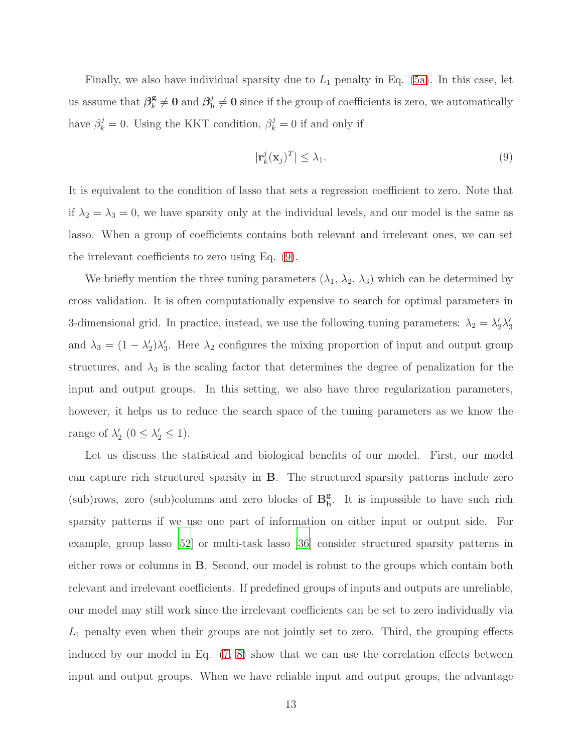Finally, we also have individual sparsity due to $L_1$ penalty in Eq. (5a). In this case, let us assume that $\boldsymbol{\beta}_k^{\mathbf{g}} \neq \mathbf{0}$ and $\boldsymbol{\beta}_{\mathbf{h}}^j \neq \mathbf{0}$ since if the group of coefficients is zero, we automatically have $\beta_k^j = 0$. Using the KKT condition, $\beta_k^j = 0$ if and only if

$$|\mathbf{r}_k^j(\mathbf{x}_j)^T| \leq \lambda_1. \tag{9}$$

It is equivalent to the condition of lasso that sets a regression coefficient to zero. Note that if $\lambda_2 = \lambda_3 = 0$, we have sparsity only at the individual levels, and our model is the same as lasso. When a group of coefficients contains both relevant and irrelevant ones, we can set the irrelevant coefficients to zero using Eq. (9).

We briefly mention the three tuning parameters ($\lambda_1$, $\lambda_2$, $\lambda_3$) which can be determined by cross validation. It is often computationally expensive to search for optimal parameters in 3-dimensional grid. In practice, instead, we use the following tuning parameters: $\lambda_2 = \lambda_2' \lambda_3'$ and $\lambda_3 = (1 - \lambda_2')\lambda_3'$. Here $\lambda_2$ configures the mixing proportion of input and output group structures, and $\lambda_3$ is the scaling factor that determines the degree of penalization for the input and output groups. In this setting, we also have three regularization parameters, however, it helps us to reduce the search space of the tuning parameters as we know the range of $\lambda_2'$ ($0 \leq \lambda_2' \leq 1$).

Let us discuss the statistical and biological benefits of our model. First, our model can capture rich structured sparsity in $\mathbf{B}$. The structured sparsity patterns include zero (sub)rows, zero (sub)columns and zero blocks of $\mathbf{B}_{\mathbf{h}}^{\mathbf{g}}$. It is impossible to have such rich sparsity patterns if we use one part of information on either input or output side. For example, group lasso [52] or multi-task lasso [36] consider structured sparsity patterns in either rows or columns in $\mathbf{B}$. Second, our model is robust to the groups which contain both relevant and irrelevant coefficients. If predefined groups of inputs and outputs are unreliable, our model may still work since the irrelevant coefficients can be set to zero individually via $L_1$ penalty even when their groups are not jointly set to zero. Third, the grouping effects induced by our model in Eq. (7, 8) show that we can use the correlation effects between input and output groups. When we have reliable input and output groups, the advantage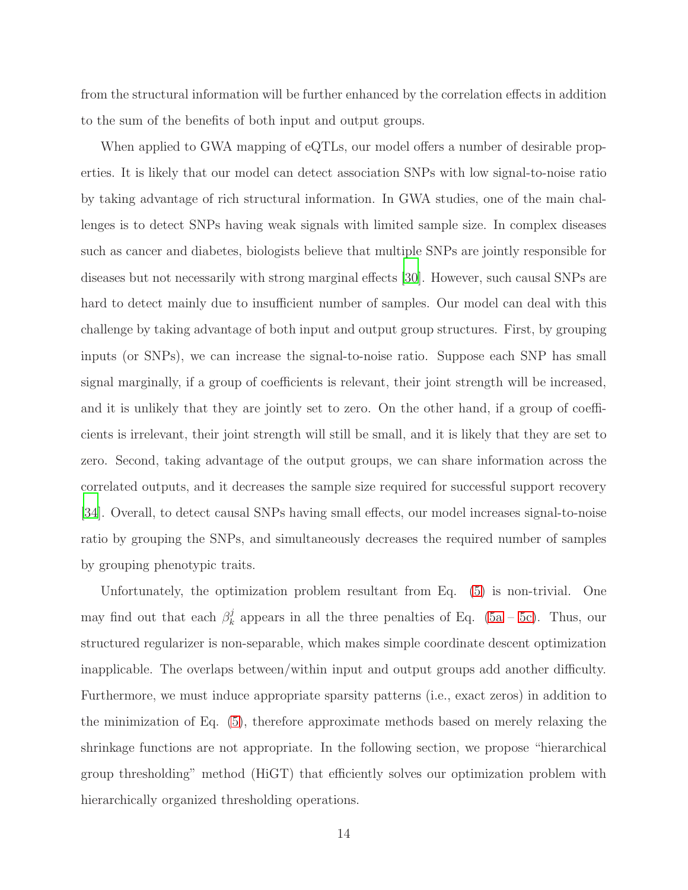from the structural information will be further enhanced by the correlation effects in addition to the sum of the benefits of both input and output groups.

When applied to GWA mapping of eQTLs, our model offers a number of desirable properties. It is likely that our model can detect association SNPs with low signal-to-noise ratio by taking advantage of rich structural information. In GWA studies, one of the main challenges is to detect SNPs having weak signals with limited sample size. In complex diseases such as cancer and diabetes, biologists believe that multiple SNPs are jointly responsible for diseases but not necessarily with strong marginal effects [30]. However, such causal SNPs are hard to detect mainly due to insufficient number of samples. Our model can deal with this challenge by taking advantage of both input and output group structures. First, by grouping inputs (or SNPs), we can increase the signal-to-noise ratio. Suppose each SNP has small signal marginally, if a group of coefficients is relevant, their joint strength will be increased, and it is unlikely that they are jointly set to zero. On the other hand, if a group of coefficients is irrelevant, their joint strength will still be small, and it is likely that they are set to zero. Second, taking advantage of the output groups, we can share information across the correlated outputs, and it decreases the sample size required for successful support recovery [34]. Overall, to detect causal SNPs having small effects, our model increases signal-to-noise ratio by grouping the SNPs, and simultaneously decreases the required number of samples by grouping phenotypic traits.

Unfortunately, the optimization problem resultant from Eq. (5) is non-trivial. One may find out that each $\beta_k^j$ appears in all the three penalties of Eq. (5a – 5c). Thus, our structured regularizer is non-separable, which makes simple coordinate descent optimization inapplicable. The overlaps between/within input and output groups add another difficulty. Furthermore, we must induce appropriate sparsity patterns (i.e., exact zeros) in addition to the minimization of Eq. (5), therefore approximate methods based on merely relaxing the shrinkage functions are not appropriate. In the following section, we propose "hierarchical group thresholding" method (HiGT) that efficiently solves our optimization problem with hierarchically organized thresholding operations.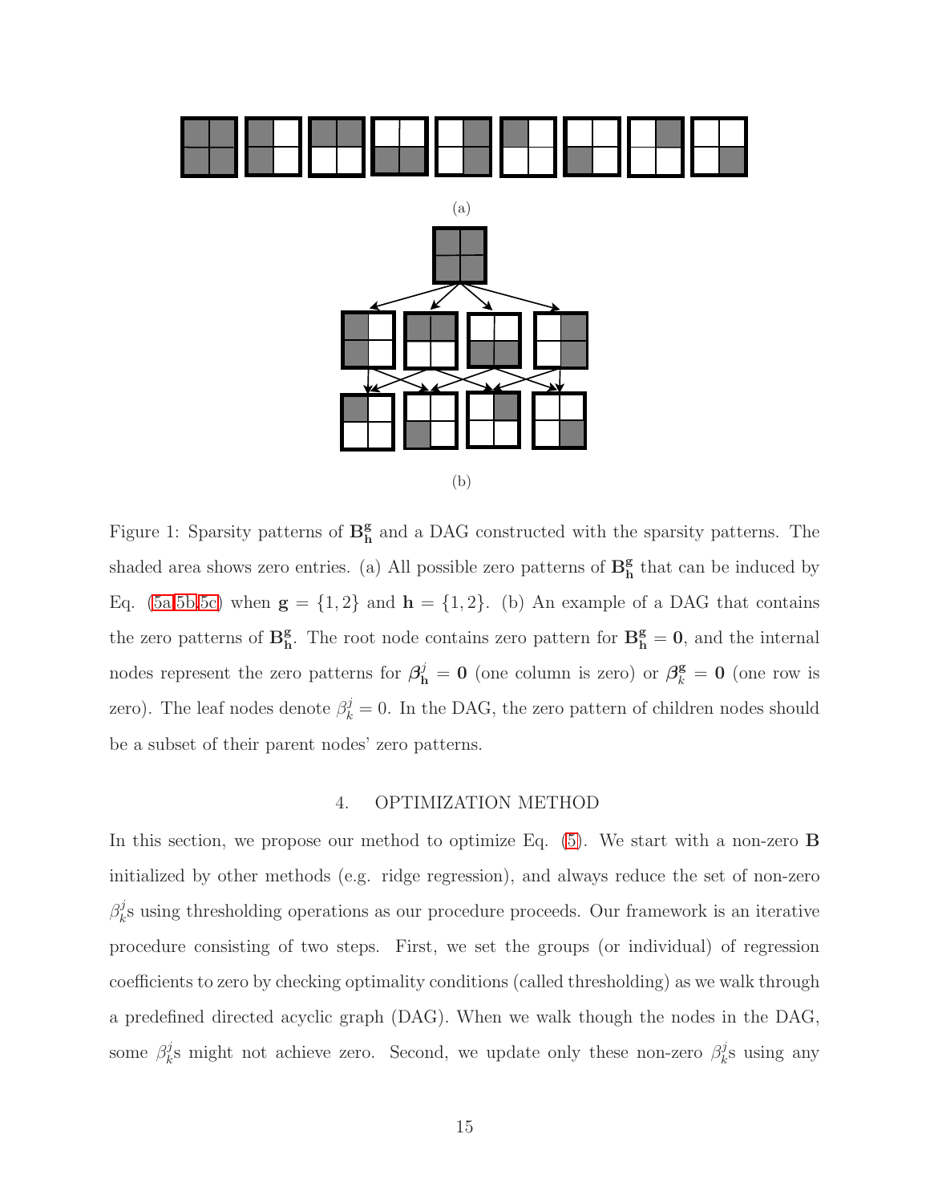(a)

(b)

Figure 1: Sparsity patterns of $\mathbf{B}^{\mathbf{g}}_{\mathbf{h}}$ and a DAG constructed with the sparsity patterns. The shaded area shows zero entries. (a) All possible zero patterns of $\mathbf{B}^{\mathbf{g}}_{\mathbf{h}}$ that can be induced by Eq. (5a,5b,5c) when $\mathbf{g} = \{1, 2\}$ and $\mathbf{h} = \{1, 2\}$. (b) An example of a DAG that contains the zero patterns of $\mathbf{B}^{\mathbf{g}}_{\mathbf{h}}$. The root node contains zero pattern for $\mathbf{B}^{\mathbf{g}}_{\mathbf{h}} = \mathbf{0}$, and the internal nodes represent the zero patterns for $\boldsymbol{\beta}^{j}_{\mathbf{h}} = \mathbf{0}$ (one column is zero) or $\boldsymbol{\beta}^{\mathbf{g}}_{k} = \mathbf{0}$ (one row is zero). The leaf nodes denote $\beta^{j}_{k} = 0$. In the DAG, the zero pattern of children nodes should be a subset of their parent nodes' zero patterns.

## 4. OPTIMIZATION METHOD

In this section, we propose our method to optimize Eq. (5). We start with a non-zero $\mathbf{B}$ initialized by other methods (e.g. ridge regression), and always reduce the set of non-zero $\beta^{j}_{k}$s using thresholding operations as our procedure proceeds. Our framework is an iterative procedure consisting of two steps. First, we set the groups (or individual) of regression coefficients to zero by checking optimality conditions (called thresholding) as we walk through a predefined directed acyclic graph (DAG). When we walk though the nodes in the DAG, some $\beta^{j}_{k}$s might not achieve zero. Second, we update only these non-zero $\beta^{j}_{k}$s using any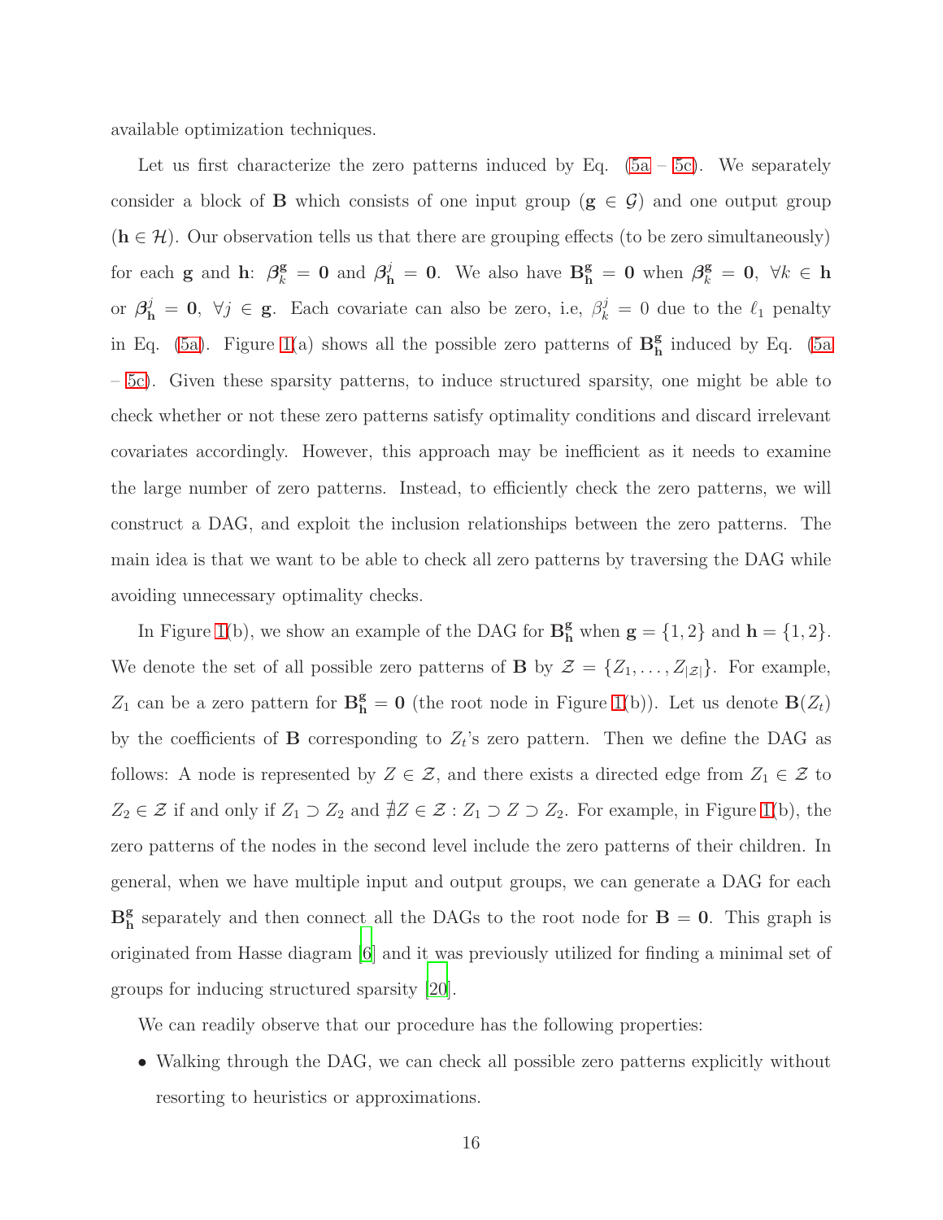available optimization techniques.

Let us first characterize the zero patterns induced by Eq. (5a – 5c). We separately consider a block of $\mathbf{B}$ which consists of one input group ($\mathbf{g} \in \mathcal{G}$) and one output group ($\mathbf{h} \in \mathcal{H}$). Our observation tells us that there are grouping effects (to be zero simultaneously) for each $\mathbf{g}$ and $\mathbf{h}$: $\boldsymbol{\beta}_k^{\mathbf{g}} = \mathbf{0}$ and $\boldsymbol{\beta}_{\mathbf{h}}^j = \mathbf{0}$. We also have $\mathbf{B}_{\mathbf{h}}^{\mathbf{g}} = \mathbf{0}$ when $\boldsymbol{\beta}_k^{\mathbf{g}} = \mathbf{0}$, $\forall k \in \mathbf{h}$ or $\boldsymbol{\beta}_{\mathbf{h}}^j = \mathbf{0}$, $\forall j \in \mathbf{g}$. Each covariate can also be zero, i.e, $\beta_k^j = 0$ due to the $\ell_1$ penalty in Eq. (5a). Figure 1(a) shows all the possible zero patterns of $\mathbf{B}_{\mathbf{h}}^{\mathbf{g}}$ induced by Eq. (5a – 5c). Given these sparsity patterns, to induce structured sparsity, one might be able to check whether or not these zero patterns satisfy optimality conditions and discard irrelevant covariates accordingly. However, this approach may be inefficient as it needs to examine the large number of zero patterns. Instead, to efficiently check the zero patterns, we will construct a DAG, and exploit the inclusion relationships between the zero patterns. The main idea is that we want to be able to check all zero patterns by traversing the DAG while avoiding unnecessary optimality checks.

In Figure 1(b), we show an example of the DAG for $\mathbf{B}_{\mathbf{h}}^{\mathbf{g}}$ when $\mathbf{g} = \{1, 2\}$ and $\mathbf{h} = \{1, 2\}$. We denote the set of all possible zero patterns of $\mathbf{B}$ by $\mathcal{Z} = \{Z_1, \ldots, Z_{|\mathcal{Z}|}\}$. For example, $Z_1$ can be a zero pattern for $\mathbf{B}_{\mathbf{h}}^{\mathbf{g}} = \mathbf{0}$ (the root node in Figure 1(b)). Let us denote $\mathbf{B}(Z_t)$ by the coefficients of $\mathbf{B}$ corresponding to $Z_t$'s zero pattern. Then we define the DAG as follows: A node is represented by $Z \in \mathcal{Z}$, and there exists a directed edge from $Z_1 \in \mathcal{Z}$ to $Z_2 \in \mathcal{Z}$ if and only if $Z_1 \supset Z_2$ and $\nexists Z \in \mathcal{Z} : Z_1 \supset Z \supset Z_2$. For example, in Figure 1(b), the zero patterns of the nodes in the second level include the zero patterns of their children. In general, when we have multiple input and output groups, we can generate a DAG for each $\mathbf{B}_{\mathbf{h}}^{\mathbf{g}}$ separately and then connect all the DAGs to the root node for $\mathbf{B} = \mathbf{0}$. This graph is originated from Hasse diagram [6] and it was previously utilized for finding a minimal set of groups for inducing structured sparsity [20].

We can readily observe that our procedure has the following properties:

- Walking through the DAG, we can check all possible zero patterns explicitly without resorting to heuristics or approximations.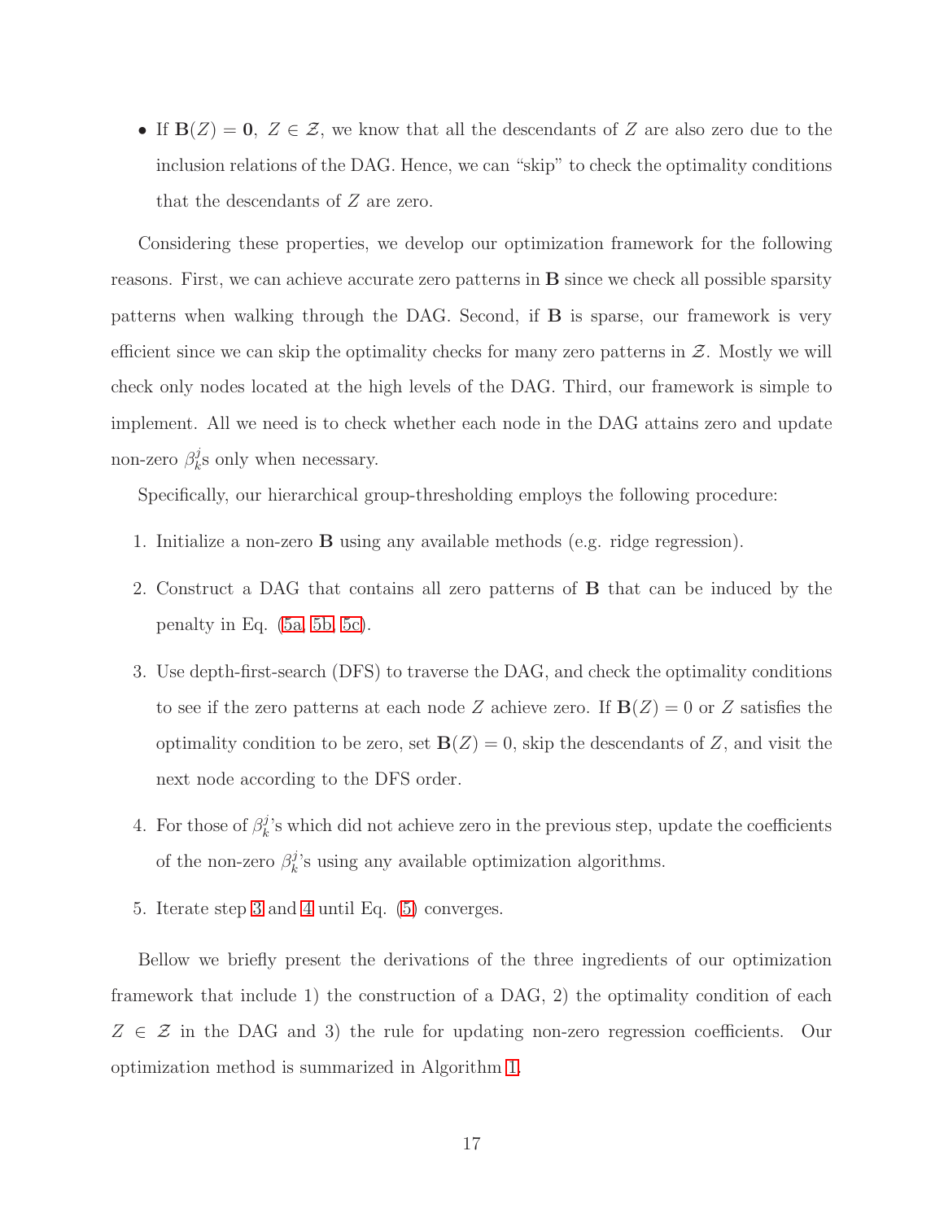- If $\mathbf{B}(Z) = \mathbf{0}$, $Z \in \mathcal{Z}$, we know that all the descendants of $Z$ are also zero due to the inclusion relations of the DAG. Hence, we can "skip" to check the optimality conditions that the descendants of $Z$ are zero.

Considering these properties, we develop our optimization framework for the following reasons. First, we can achieve accurate zero patterns in $\mathbf{B}$ since we check all possible sparsity patterns when walking through the DAG. Second, if $\mathbf{B}$ is sparse, our framework is very efficient since we can skip the optimality checks for many zero patterns in $\mathcal{Z}$. Mostly we will check only nodes located at the high levels of the DAG. Third, our framework is simple to implement. All we need is to check whether each node in the DAG attains zero and update non-zero $\beta_k^j$s only when necessary.

Specifically, our hierarchical group-thresholding employs the following procedure:

1. Initialize a non-zero $\mathbf{B}$ using any available methods (e.g. ridge regression).
2. Construct a DAG that contains all zero patterns of $\mathbf{B}$ that can be induced by the penalty in Eq. (5a, 5b, 5c).
3. Use depth-first-search (DFS) to traverse the DAG, and check the optimality conditions to see if the zero patterns at each node $Z$ achieve zero. If $\mathbf{B}(Z) = 0$ or $Z$ satisfies the optimality condition to be zero, set $\mathbf{B}(Z) = 0$, skip the descendants of $Z$, and visit the next node according to the DFS order.
4. For those of $\beta_k^j$'s which did not achieve zero in the previous step, update the coefficients of the non-zero $\beta_k^j$'s using any available optimization algorithms.
5. Iterate step 3 and 4 until Eq. (5) converges.

Bellow we briefly present the derivations of the three ingredients of our optimization framework that include 1) the construction of a DAG, 2) the optimality condition of each $Z \in \mathcal{Z}$ in the DAG and 3) the rule for updating non-zero regression coefficients. Our optimization method is summarized in Algorithm 1.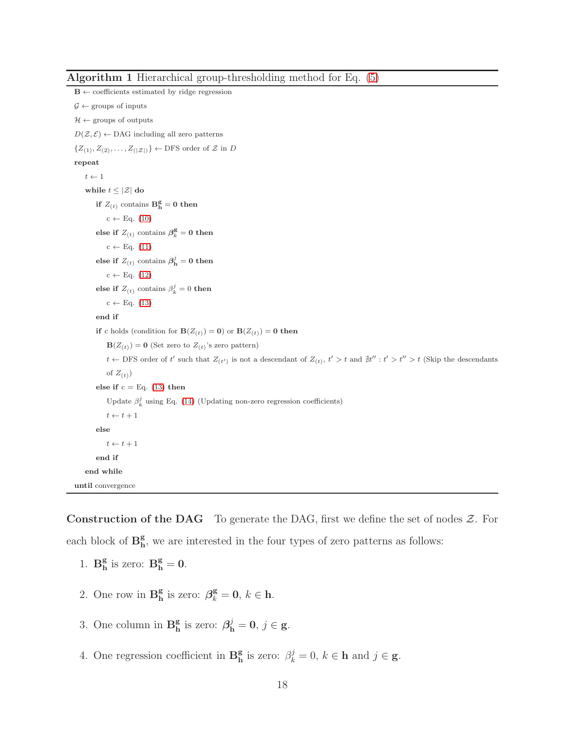**Algorithm 1** Hierarchical group-thresholding method for Eq. (5)

```
B ← coefficients estimated by ridge regression
𝒢 ← groups of inputs
ℋ ← groups of outputs
D(𝒵, ℰ) ← DAG including all zero patterns
{Z_(1), Z_(2), ..., Z_(|𝒵|)} ← DFS order of 𝒵 in D
repeat
  t ← 1
  while t ≤ |𝒵| do
    if Z_(t) contains B_h^g = 0 then
      c ← Eq. (10)
    else if Z_(t) contains β_k^g = 0 then
      c ← Eq. (11)
    else if Z_(t) contains β_h^j = 0 then
      c ← Eq. (12)
    else if Z_(t) contains β_k^j = 0 then
      c ← Eq. (13)
    end if
    if c holds (condition for B(Z_(t)) = 0) or B(Z_(t)) = 0 then
      B(Z_(t)) = 0 (Set zero to Z_(t)'s zero pattern)
      t ← DFS order of t' such that Z_(t') is not a descendant of Z_(t), t' > t and ∄t'' : t' > t'' > t (Skip the descendants of Z_(t))
    else if c = Eq. (13) then
      Update β_k^j using Eq. (14) (Updating non-zero regression coefficients)
      t ← t + 1
    else
      t ← t + 1
    end if
  end while
until convergence
```

**Construction of the DAG** To generate the DAG, first we define the set of nodes $\mathcal{Z}$. For each block of $\mathbf{B}_{\mathbf{h}}^{\mathbf{g}}$, we are interested in the four types of zero patterns as follows:

1. $\mathbf{B}_{\mathbf{h}}^{\mathbf{g}}$ is zero: $\mathbf{B}_{\mathbf{h}}^{\mathbf{g}} = \mathbf{0}$.

2. One row in $\mathbf{B}_{\mathbf{h}}^{\mathbf{g}}$ is zero: $\boldsymbol{\beta}_k^{\mathbf{g}} = \mathbf{0}$, $k \in \mathbf{h}$.

3. One column in $\mathbf{B}_{\mathbf{h}}^{\mathbf{g}}$ is zero: $\boldsymbol{\beta}_{\mathbf{h}}^j = \mathbf{0}$, $j \in \mathbf{g}$.

4. One regression coefficient in $\mathbf{B}_{\mathbf{h}}^{\mathbf{g}}$ is zero: $\beta_k^j = 0$, $k \in \mathbf{h}$ and $j \in \mathbf{g}$.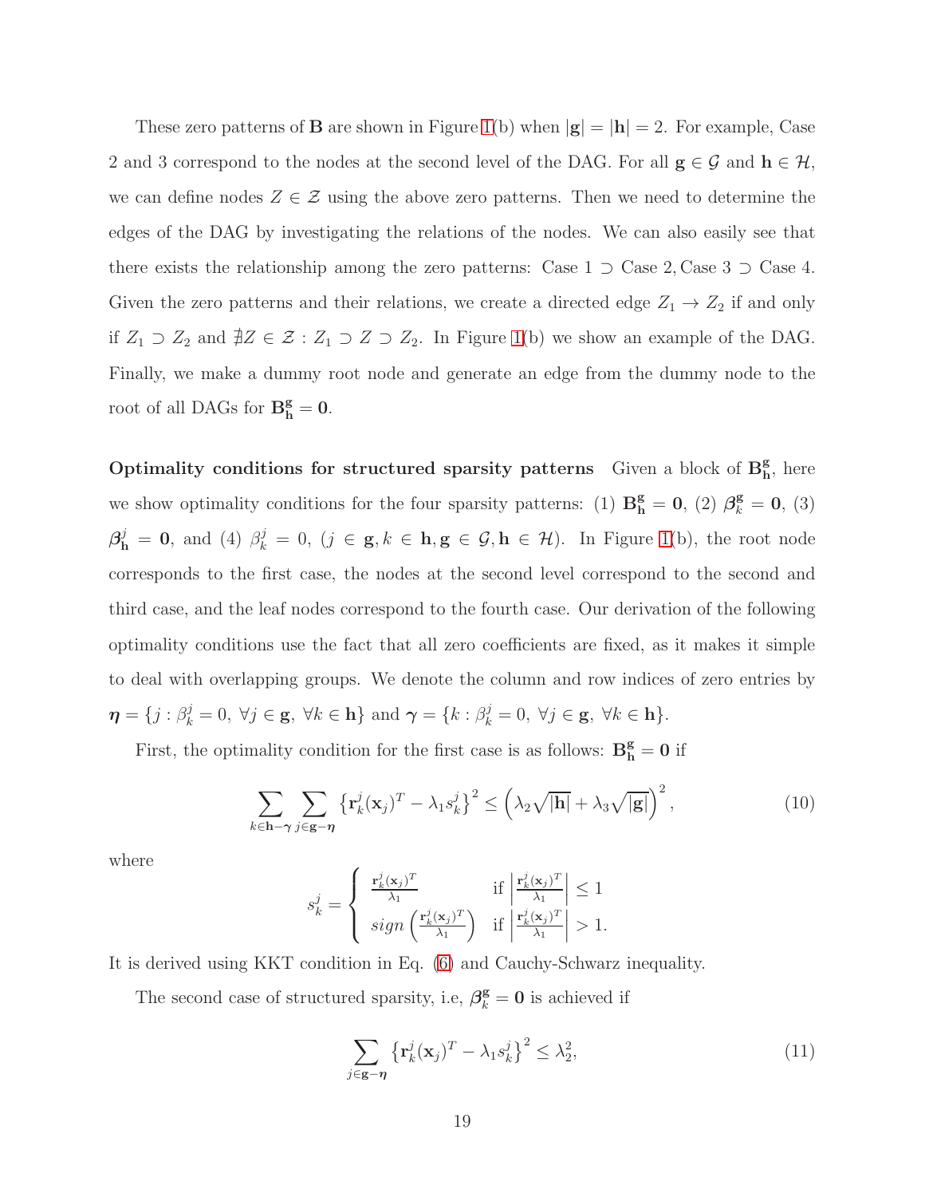These zero patterns of $\mathbf{B}$ are shown in Figure 1(b) when $|\mathbf{g}| = |\mathbf{h}| = 2$. For example, Case 2 and 3 correspond to the nodes at the second level of the DAG. For all $\mathbf{g} \in \mathcal{G}$ and $\mathbf{h} \in \mathcal{H}$, we can define nodes $Z \in \mathcal{Z}$ using the above zero patterns. Then we need to determine the edges of the DAG by investigating the relations of the nodes. We can also easily see that there exists the relationship among the zero patterns: Case 1 $\supset$ Case 2, Case 3 $\supset$ Case 4. Given the zero patterns and their relations, we create a directed edge $Z_1 \rightarrow Z_2$ if and only if $Z_1 \supset Z_2$ and $\nexists Z \in \mathcal{Z} : Z_1 \supset Z \supset Z_2$. In Figure 1(b) we show an example of the DAG. Finally, we make a dummy root node and generate an edge from the dummy node to the root of all DAGs for $\mathbf{B}_{\mathbf{h}}^{\mathbf{g}} = \mathbf{0}$.

**Optimality conditions for structured sparsity patterns** Given a block of $\mathbf{B}_{\mathbf{h}}^{\mathbf{g}}$, here we show optimality conditions for the four sparsity patterns: (1) $\mathbf{B}_{\mathbf{h}}^{\mathbf{g}} = \mathbf{0}$, (2) $\boldsymbol{\beta}_k^{\mathbf{g}} = \mathbf{0}$, (3) $\boldsymbol{\beta}_{\mathbf{h}}^j = \mathbf{0}$, and (4) $\beta_k^j = 0$, $(j \in \mathbf{g}, k \in \mathbf{h}, \mathbf{g} \in \mathcal{G}, \mathbf{h} \in \mathcal{H})$. In Figure 1(b), the root node corresponds to the first case, the nodes at the second level correspond to the second and third case, and the leaf nodes correspond to the fourth case. Our derivation of the following optimality conditions use the fact that all zero coefficients are fixed, as it makes it simple to deal with overlapping groups. We denote the column and row indices of zero entries by $\boldsymbol{\eta} = \{j : \beta_k^j = 0,\ \forall j \in \mathbf{g},\ \forall k \in \mathbf{h}\}$ and $\boldsymbol{\gamma} = \{k : \beta_k^j = 0,\ \forall j \in \mathbf{g},\ \forall k \in \mathbf{h}\}$.

First, the optimality condition for the first case is as follows: $\mathbf{B}_{\mathbf{h}}^{\mathbf{g}} = \mathbf{0}$ if

$$\sum_{k \in \mathbf{h} - \boldsymbol{\gamma}} \sum_{j \in \mathbf{g} - \boldsymbol{\eta}} \left\{ \mathbf{r}_k^j (\mathbf{x}_j)^T - \lambda_1 s_k^j \right\}^2 \leq \left( \lambda_2 \sqrt{|\mathbf{h}|} + \lambda_3 \sqrt{|\mathbf{g}|} \right)^2, \tag{10}$$

where

$$s_k^j = \begin{cases} \frac{\mathbf{r}_k^j (\mathbf{x}_j)^T}{\lambda_1} & \text{if } \left| \frac{\mathbf{r}_k^j (\mathbf{x}_j)^T}{\lambda_1} \right| \leq 1 \\ sign\left( \frac{\mathbf{r}_k^j (\mathbf{x}_j)^T}{\lambda_1} \right) & \text{if } \left| \frac{\mathbf{r}_k^j (\mathbf{x}_j)^T}{\lambda_1} \right| > 1. \end{cases}$$

It is derived using KKT condition in Eq. (6) and Cauchy-Schwarz inequality.

The second case of structured sparsity, i.e, $\boldsymbol{\beta}_k^{\mathbf{g}} = \mathbf{0}$ is achieved if

$$\sum_{j \in \mathbf{g} - \boldsymbol{\eta}} \left\{ \mathbf{r}_k^j (\mathbf{x}_j)^T - \lambda_1 s_k^j \right\}^2 \leq \lambda_2^2, \tag{11}$$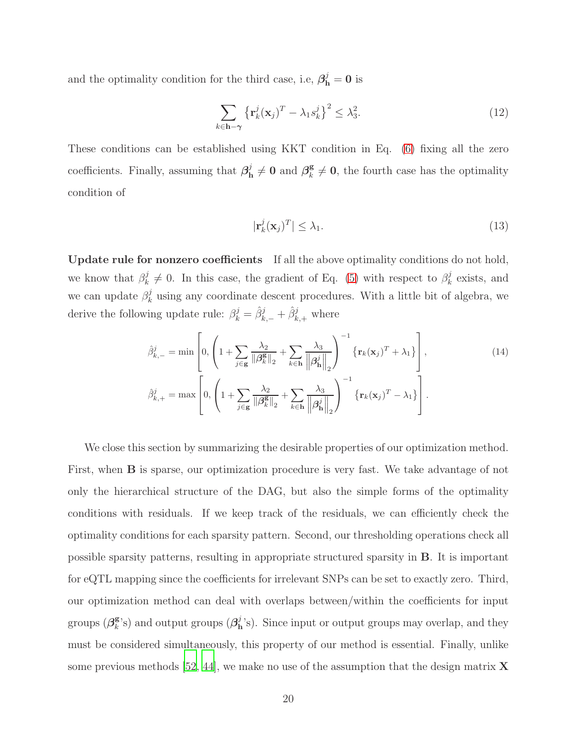and the optimality condition for the third case, i.e, $\boldsymbol{\beta}^j_{\mathbf{h}} = \mathbf{0}$ is

$$\sum_{k \in \mathbf{h}-\boldsymbol{\gamma}} \left\{ \mathbf{r}^j_k(\mathbf{x}_j)^T - \lambda_1 s^j_k \right\}^2 \leq \lambda_3^2. \tag{12}$$

These conditions can be established using KKT condition in Eq. (6) fixing all the zero coefficients. Finally, assuming that $\boldsymbol{\beta}^j_{\mathbf{h}} \neq \mathbf{0}$ and $\boldsymbol{\beta}^{\mathbf{g}}_k \neq \mathbf{0}$, the fourth case has the optimality condition of

$$|\mathbf{r}^j_k(\mathbf{x}_j)^T| \leq \lambda_1. \tag{13}$$

**Update rule for nonzero coefficients** If all the above optimality conditions do not hold, we know that $\beta^j_k \neq 0$. In this case, the gradient of Eq. (5) with respect to $\beta^j_k$ exists, and we can update $\beta^j_k$ using any coordinate descent procedures. With a little bit of algebra, we derive the following update rule: $\beta^j_k = \hat{\beta}^j_{k,-} + \hat{\beta}^j_{k,+}$ where

$$\begin{aligned}
\hat{\beta}^j_{k,-} &= \min\left[0, \left(1 + \sum_{j \in \mathbf{g}} \frac{\lambda_2}{\|\boldsymbol{\beta}^{\mathbf{g}}_k\|_2} + \sum_{k \in \mathbf{h}} \frac{\lambda_3}{\left\|\boldsymbol{\beta}^j_{\mathbf{h}}\right\|_2}\right)^{-1} \left\{\mathbf{r}_k(\mathbf{x}_j)^T + \lambda_1\right\}\right], \\
\hat{\beta}^j_{k,+} &= \max\left[0, \left(1 + \sum_{j \in \mathbf{g}} \frac{\lambda_2}{\|\boldsymbol{\beta}^{\mathbf{g}}_k\|_2} + \sum_{k \in \mathbf{h}} \frac{\lambda_3}{\left\|\boldsymbol{\beta}^j_{\mathbf{h}}\right\|_2}\right)^{-1} \left\{\mathbf{r}_k(\mathbf{x}_j)^T - \lambda_1\right\}\right].
\end{aligned} \tag{14}$$

We close this section by summarizing the desirable properties of our optimization method. First, when $\mathbf{B}$ is sparse, our optimization procedure is very fast. We take advantage of not only the hierarchical structure of the DAG, but also the simple forms of the optimality conditions with residuals. If we keep track of the residuals, we can efficiently check the optimality conditions for each sparsity pattern. Second, our thresholding operations check all possible sparsity patterns, resulting in appropriate structured sparsity in $\mathbf{B}$. It is important for eQTL mapping since the coefficients for irrelevant SNPs can be set to exactly zero. Third, our optimization method can deal with overlaps between/within the coefficients for input groups ($\boldsymbol{\beta}^{\mathbf{g}}_k$'s) and output groups ($\boldsymbol{\beta}^j_{\mathbf{h}}$'s). Since input or output groups may overlap, and they must be considered simultaneously, this property of our method is essential. Finally, unlike some previous methods [52, 44], we make no use of the assumption that the design matrix $\mathbf{X}$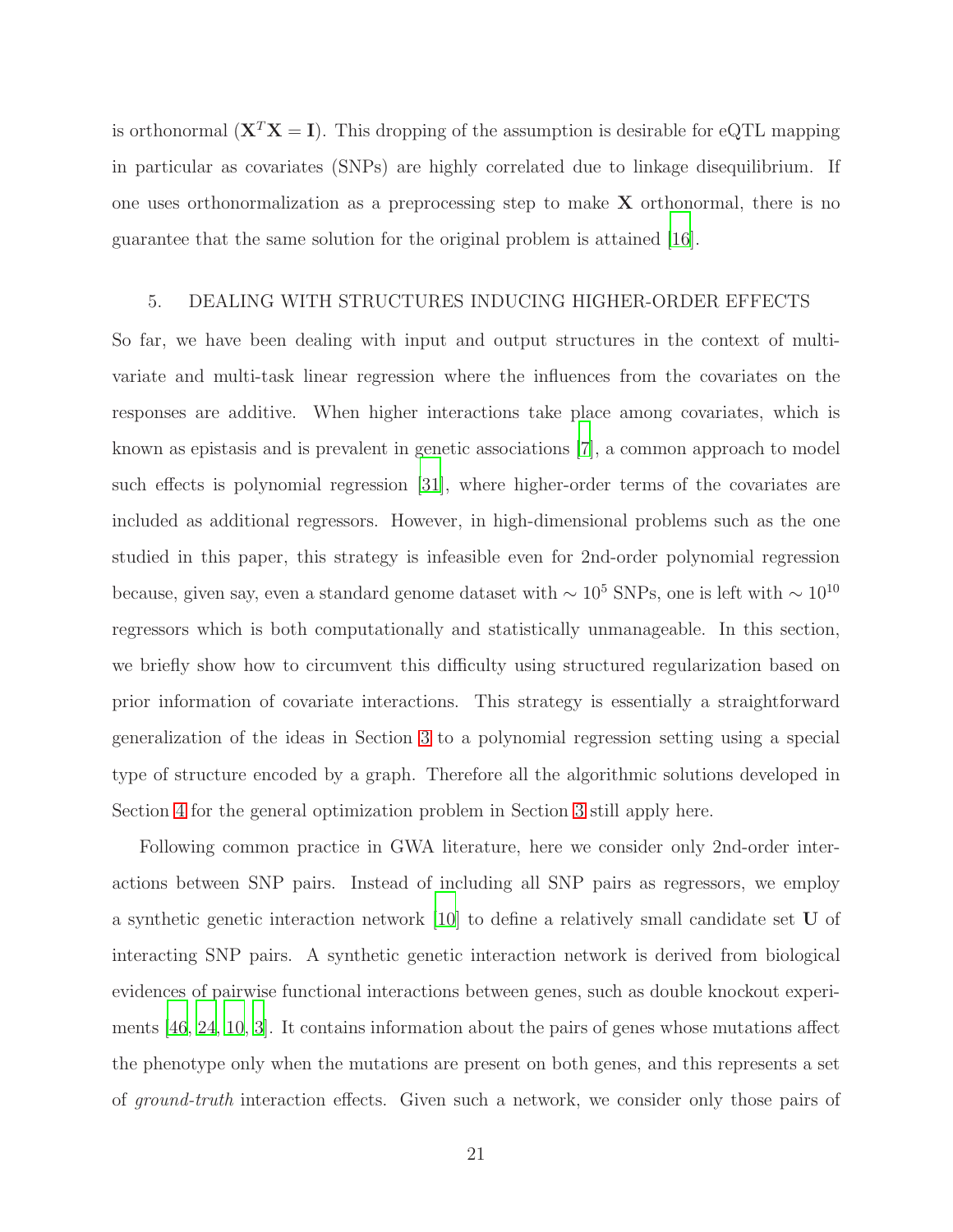is orthonormal ($\mathbf{X}^T\mathbf{X} = \mathbf{I}$). This dropping of the assumption is desirable for eQTL mapping in particular as covariates (SNPs) are highly correlated due to linkage disequilibrium. If one uses orthonormalization as a preprocessing step to make $\mathbf{X}$ orthonormal, there is no guarantee that the same solution for the original problem is attained [16].

## 5. DEALING WITH STRUCTURES INDUCING HIGHER-ORDER EFFECTS

So far, we have been dealing with input and output structures in the context of multivariate and multi-task linear regression where the influences from the covariates on the responses are additive. When higher interactions take place among covariates, which is known as epistasis and is prevalent in genetic associations [7], a common approach to model such effects is polynomial regression [31], where higher-order terms of the covariates are included as additional regressors. However, in high-dimensional problems such as the one studied in this paper, this strategy is infeasible even for 2nd-order polynomial regression because, given say, even a standard genome dataset with $\sim 10^5$ SNPs, one is left with $\sim 10^{10}$ regressors which is both computationally and statistically unmanageable. In this section, we briefly show how to circumvent this difficulty using structured regularization based on prior information of covariate interactions. This strategy is essentially a straightforward generalization of the ideas in Section 3 to a polynomial regression setting using a special type of structure encoded by a graph. Therefore all the algorithmic solutions developed in Section 4 for the general optimization problem in Section 3 still apply here.

Following common practice in GWA literature, here we consider only 2nd-order interactions between SNP pairs. Instead of including all SNP pairs as regressors, we employ a synthetic genetic interaction network [10] to define a relatively small candidate set $\mathbf{U}$ of interacting SNP pairs. A synthetic genetic interaction network is derived from biological evidences of pairwise functional interactions between genes, such as double knockout experiments [46, 24, 10, 3]. It contains information about the pairs of genes whose mutations affect the phenotype only when the mutations are present on both genes, and this represents a set of *ground-truth* interaction effects. Given such a network, we consider only those pairs of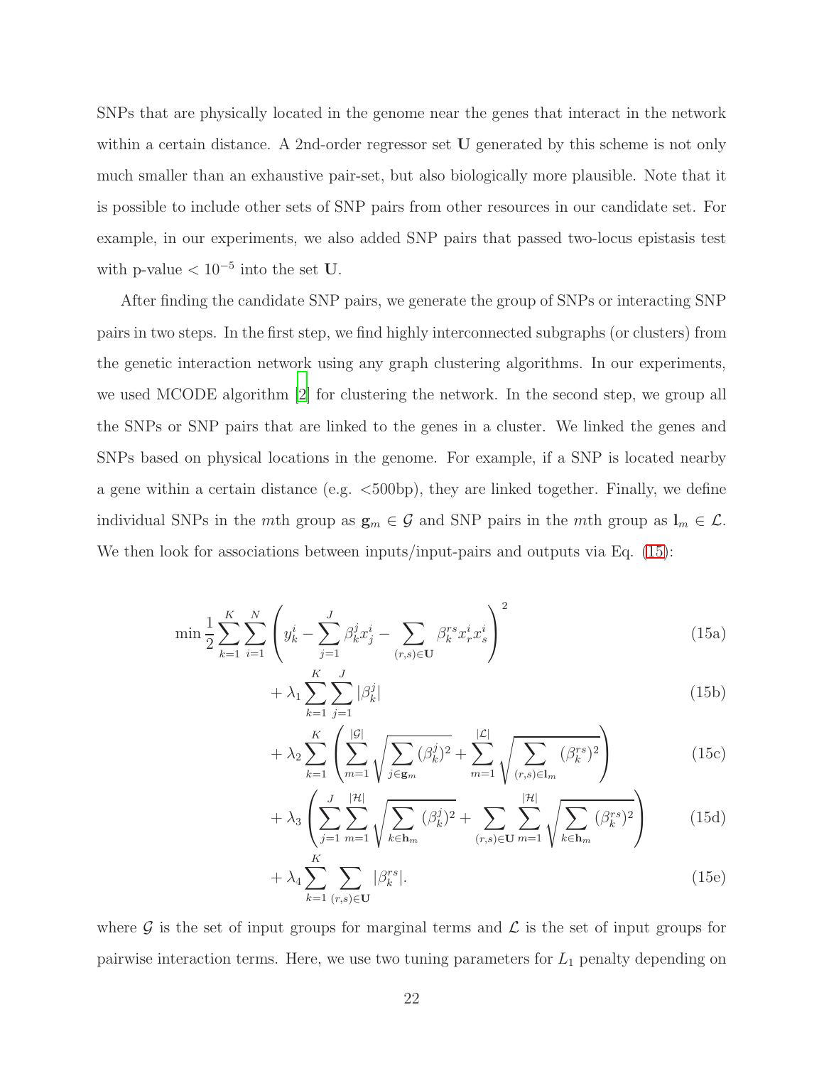SNPs that are physically located in the genome near the genes that interact in the network within a certain distance. A 2nd-order regressor set $\mathbf{U}$ generated by this scheme is not only much smaller than an exhaustive pair-set, but also biologically more plausible. Note that it is possible to include other sets of SNP pairs from other resources in our candidate set. For example, in our experiments, we also added SNP pairs that passed two-locus epistasis test with p-value $< 10^{-5}$ into the set $\mathbf{U}$.

After finding the candidate SNP pairs, we generate the group of SNPs or interacting SNP pairs in two steps. In the first step, we find highly interconnected subgraphs (or clusters) from the genetic interaction network using any graph clustering algorithms. In our experiments, we used MCODE algorithm [2] for clustering the network. In the second step, we group all the SNPs or SNP pairs that are linked to the genes in a cluster. We linked the genes and SNPs based on physical locations in the genome. For example, if a SNP is located nearby a gene within a certain distance (e.g. <500bp), they are linked together. Finally, we define individual SNPs in the $m$th group as $\mathbf{g}_m \in \mathcal{G}$ and SNP pairs in the $m$th group as $\mathbf{l}_m \in \mathcal{L}$. We then look for associations between inputs/input-pairs and outputs via Eq. (15):

$$
\begin{aligned}
\min \frac{1}{2}\sum_{k=1}^{K}\sum_{i=1}^{N}\left(y_k^i - \sum_{j=1}^{J}\beta_k^j x_j^i - \sum_{(r,s)\in\mathbf{U}}\beta_k^{rs}x_r^i x_s^i\right)^2 \qquad & \text{(15a)}\\
+ \lambda_1 \sum_{k=1}^{K}\sum_{j=1}^{J}|\beta_k^j| \qquad & \text{(15b)}\\
+ \lambda_2 \sum_{k=1}^{K}\left(\sum_{m=1}^{|\mathcal{G}|}\sqrt{\sum_{j\in\mathbf{g}_m}(\beta_k^j)^2} + \sum_{m=1}^{|\mathcal{L}|}\sqrt{\sum_{(r,s)\in\mathbf{l}_m}(\beta_k^{rs})^2}\right) \qquad & \text{(15c)}\\
+ \lambda_3 \left(\sum_{j=1}^{J}\sum_{m=1}^{|\mathcal{H}|}\sqrt{\sum_{k\in\mathbf{h}_m}(\beta_k^j)^2} + \sum_{(r,s)\in\mathbf{U}}\sum_{m=1}^{|\mathcal{H}|}\sqrt{\sum_{k\in\mathbf{h}_m}(\beta_k^{rs})^2}\right) \qquad & \text{(15d)}\\
+ \lambda_4 \sum_{k=1}^{K}\sum_{(r,s)\in\mathbf{U}}|\beta_k^{rs}|. \qquad & \text{(15e)}
\end{aligned}
$$

where $\mathcal{G}$ is the set of input groups for marginal terms and $\mathcal{L}$ is the set of input groups for pairwise interaction terms. Here, we use two tuning parameters for $L_1$ penalty depending on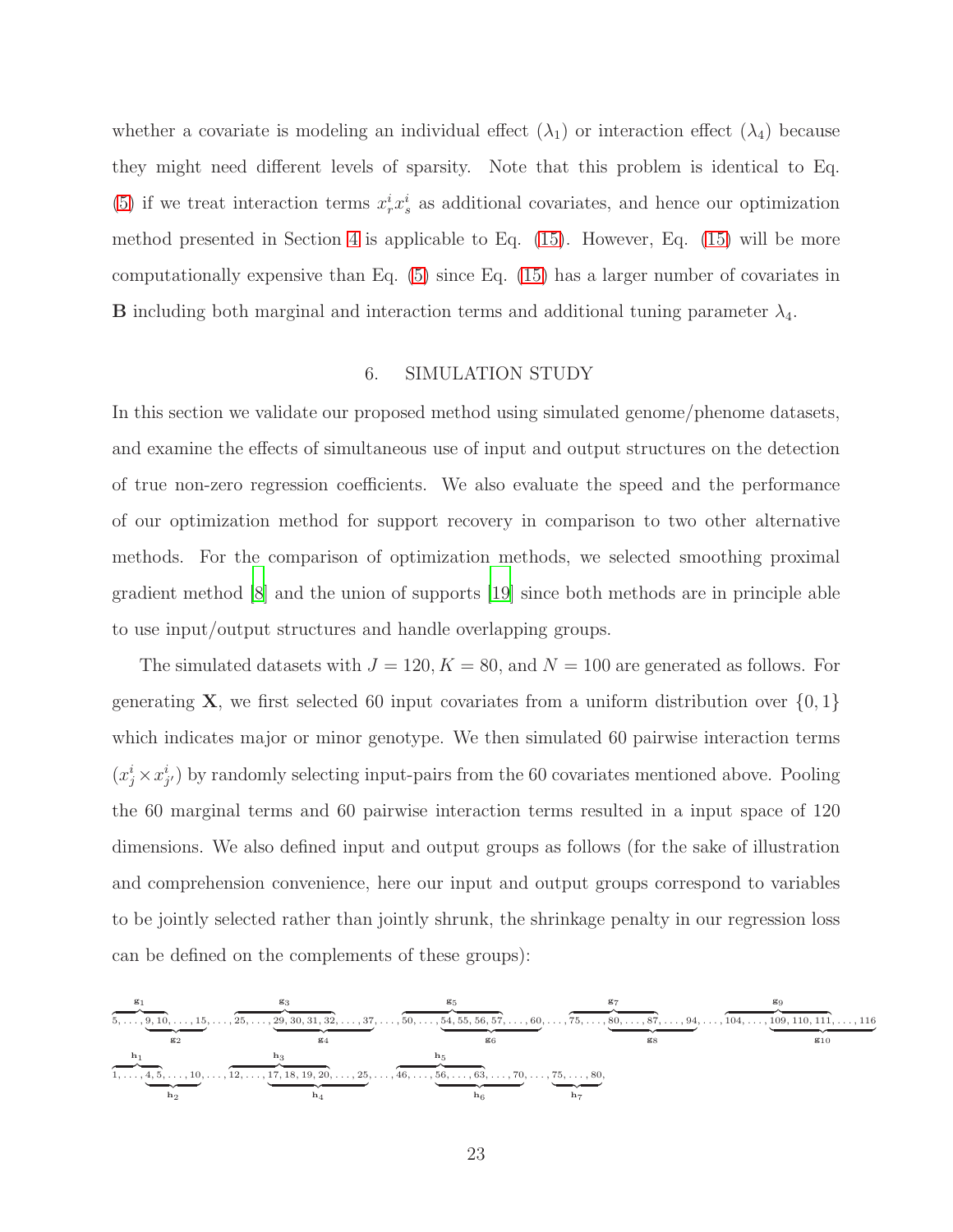whether a covariate is modeling an individual effect ($\lambda_1$) or interaction effect ($\lambda_4$) because they might need different levels of sparsity. Note that this problem is identical to Eq. (5) if we treat interaction terms $x_r^i x_s^i$ as additional covariates, and hence our optimization method presented in Section 4 is applicable to Eq. (15). However, Eq. (15) will be more computationally expensive than Eq. (5) since Eq. (15) has a larger number of covariates in $\mathbf{B}$ including both marginal and interaction terms and additional tuning parameter $\lambda_4$.

## 6. SIMULATION STUDY

In this section we validate our proposed method using simulated genome/phenome datasets, and examine the effects of simultaneous use of input and output structures on the detection of true non-zero regression coefficients. We also evaluate the speed and the performance of our optimization method for support recovery in comparison to two other alternative methods. For the comparison of optimization methods, we selected smoothing proximal gradient method [8] and the union of supports [19] since both methods are in principle able to use input/output structures and handle overlapping groups.

The simulated datasets with $J = 120, K = 80$, and $N = 100$ are generated as follows. For generating $\mathbf{X}$, we first selected 60 input covariates from a uniform distribution over $\{0, 1\}$ which indicates major or minor genotype. We then simulated 60 pairwise interaction terms $(x_j^i \times x_{j'}^i)$ by randomly selecting input-pairs from the 60 covariates mentioned above. Pooling the 60 marginal terms and 60 pairwise interaction terms resulted in a input space of 120 dimensions. We also defined input and output groups as follows (for the sake of illustration and comprehension convenience, here our input and output groups correspond to variables to be jointly selected rather than jointly shrunk, the shrinkage penalty in our regression loss can be defined on the complements of these groups):

$$\overbrace{5,\ldots,\underbrace{9,10}_{\mathbf{g}_2}}^{\mathbf{g}_1}\underbrace{,\ldots,15}_{},\ldots,\overbrace{25,\ldots,\underbrace{29,30,31,32}_{\mathbf{g}_4}}^{\mathbf{g}_3}\underbrace{,\ldots,37}_{},\ldots,\overbrace{50,\ldots,\underbrace{54,55,56,57}_{\mathbf{g}_6}}^{\mathbf{g}_5}\underbrace{,\ldots,60}_{},\ldots,\overbrace{75,\ldots,\underbrace{80}_{\mathbf{g}_8}}^{\mathbf{g}_7}\underbrace{,\ldots,87,\ldots,94}_{},\ldots,\overbrace{104,\ldots,\underbrace{109,110,111}_{\mathbf{g}_{10}}}^{\mathbf{g}_9}\underbrace{,\ldots,116}_{}$$

$$\overbrace{1,\ldots,4,\underbrace{5}_{\mathbf{h}_2}}^{\mathbf{h}_1}\underbrace{,\ldots,10}_{},\ldots,\overbrace{12,\ldots,\underbrace{17,18,19,20}_{\mathbf{h}_4}}^{\mathbf{h}_3}\underbrace{,\ldots,25}_{},\ldots,\overbrace{46,\ldots,\underbrace{56}_{\mathbf{h}_6}}^{\mathbf{h}_5}\underbrace{,\ldots,63,\ldots,70}_{},\ldots,\underbrace{75,\ldots,80}_{\mathbf{h}_7},$$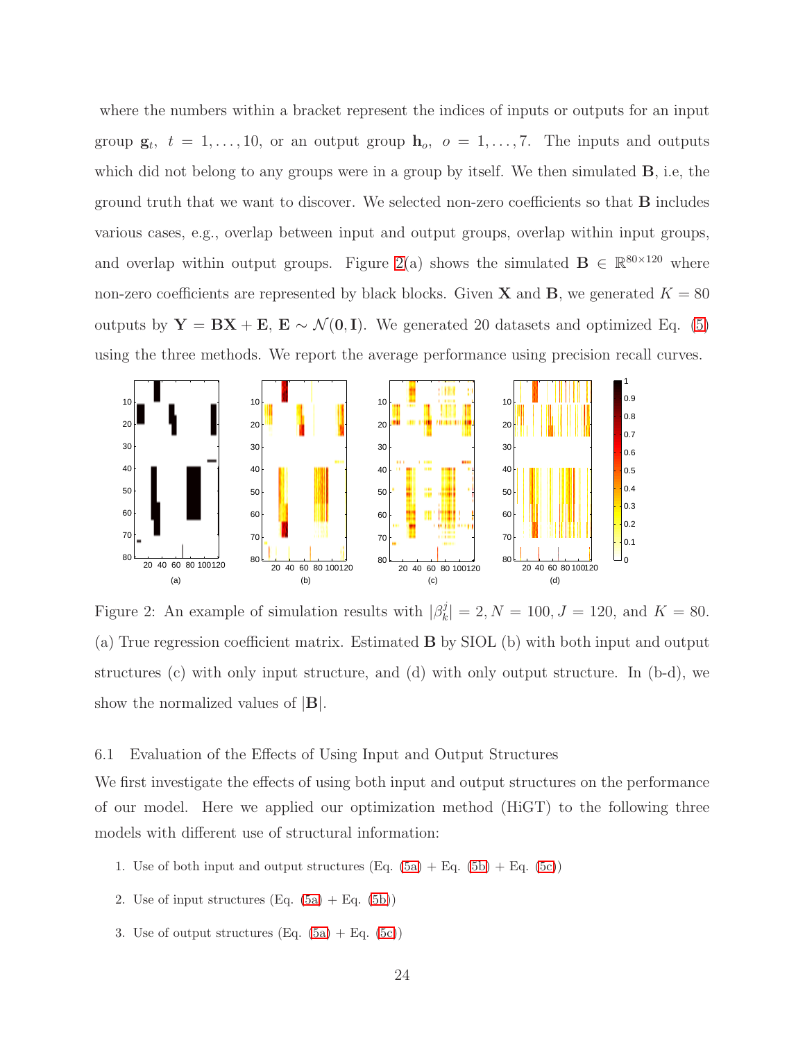where the numbers within a bracket represent the indices of inputs or outputs for an input group $\mathbf{g}_t$, $t = 1, \ldots, 10$, or an output group $\mathbf{h}_o$, $o = 1, \ldots, 7$. The inputs and outputs which did not belong to any groups were in a group by itself. We then simulated $\mathbf{B}$, i.e, the ground truth that we want to discover. We selected non-zero coefficients so that $\mathbf{B}$ includes various cases, e.g., overlap between input and output groups, overlap within input groups, and overlap within output groups. Figure 2(a) shows the simulated $\mathbf{B} \in \mathbb{R}^{80 \times 120}$ where non-zero coefficients are represented by black blocks. Given $\mathbf{X}$ and $\mathbf{B}$, we generated $K = 80$ outputs by $\mathbf{Y} = \mathbf{B}\mathbf{X} + \mathbf{E}$, $\mathbf{E} \sim \mathcal{N}(\mathbf{0}, \mathbf{I})$. We generated 20 datasets and optimized Eq. (5) using the three methods. We report the average performance using precision recall curves.

Figure 2: An example of simulation results with $|\beta_k^j| = 2, N = 100, J = 120$, and $K = 80$. (a) True regression coefficient matrix. Estimated $\mathbf{B}$ by SIOL (b) with both input and output structures (c) with only input structure, and (d) with only output structure. In (b-d), we show the normalized values of $|\mathbf{B}|$.

### 6.1 Evaluation of the Effects of Using Input and Output Structures

We first investigate the effects of using both input and output structures on the performance of our model. Here we applied our optimization method (HiGT) to the following three models with different use of structural information:

1. Use of both input and output structures (Eq. (5a) + Eq. (5b) + Eq. (5c))
2. Use of input structures (Eq. (5a) + Eq. (5b))
3. Use of output structures (Eq. (5a) + Eq. (5c))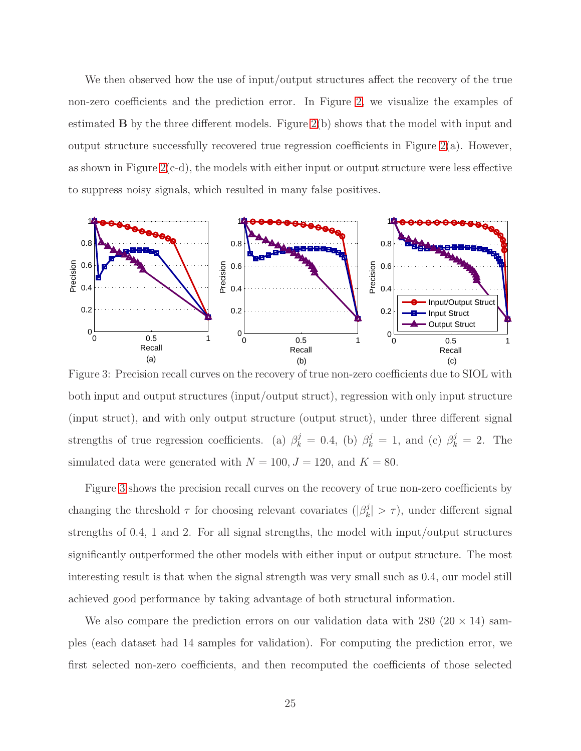We then observed how the use of input/output structures affect the recovery of the true non-zero coefficients and the prediction error. In Figure 2, we visualize the examples of estimated $\mathbf{B}$ by the three different models. Figure 2(b) shows that the model with input and output structure successfully recovered true regression coefficients in Figure 2(a). However, as shown in Figure 2(c-d), the models with either input or output structure were less effective to suppress noisy signals, which resulted in many false positives.

Figure 3: Precision recall curves on the recovery of true non-zero coefficients due to SIOL with both input and output structures (input/output struct), regression with only input structure (input struct), and with only output structure (output struct), under three different signal strengths of true regression coefficients. (a) $\beta_k^j = 0.4$, (b) $\beta_k^j = 1$, and (c) $\beta_k^j = 2$. The simulated data were generated with $N = 100, J = 120$, and $K = 80$.

Figure 3 shows the precision recall curves on the recovery of true non-zero coefficients by changing the threshold $\tau$ for choosing relevant covariates ($|\beta_k^j| > \tau$), under different signal strengths of 0.4, 1 and 2. For all signal strengths, the model with input/output structures significantly outperformed the other models with either input or output structure. The most interesting result is that when the signal strength was very small such as 0.4, our model still achieved good performance by taking advantage of both structural information.

We also compare the prediction errors on our validation data with 280 ($20 \times 14$) samples (each dataset had 14 samples for validation). For computing the prediction error, we first selected non-zero coefficients, and then recomputed the coefficients of those selected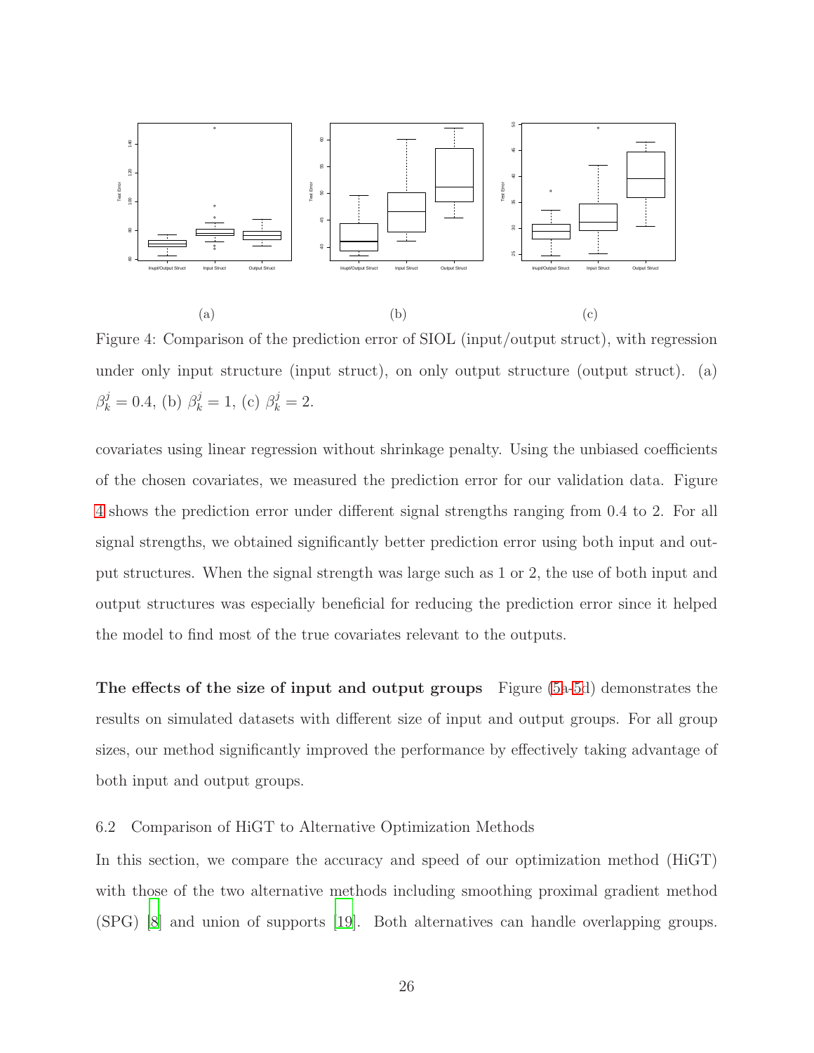(a) (b) (c)

Figure 4: Comparison of the prediction error of SIOL (input/output struct), with regression under only input structure (input struct), on only output structure (output struct). (a) $\beta_k^j = 0.4$, (b) $\beta_k^j = 1$, (c) $\beta_k^j = 2$.

covariates using linear regression without shrinkage penalty. Using the unbiased coefficients of the chosen covariates, we measured the prediction error for our validation data. Figure 4 shows the prediction error under different signal strengths ranging from 0.4 to 2. For all signal strengths, we obtained significantly better prediction error using both input and output structures. When the signal strength was large such as 1 or 2, the use of both input and output structures was especially beneficial for reducing the prediction error since it helped the model to find most of the true covariates relevant to the outputs.

**The effects of the size of input and output groups** Figure (5a-5d) demonstrates the results on simulated datasets with different size of input and output groups. For all group sizes, our method significantly improved the performance by effectively taking advantage of both input and output groups.

### 6.2 Comparison of HiGT to Alternative Optimization Methods

In this section, we compare the accuracy and speed of our optimization method (HiGT) with those of the two alternative methods including smoothing proximal gradient method (SPG) [8] and union of supports [19]. Both alternatives can handle overlapping groups.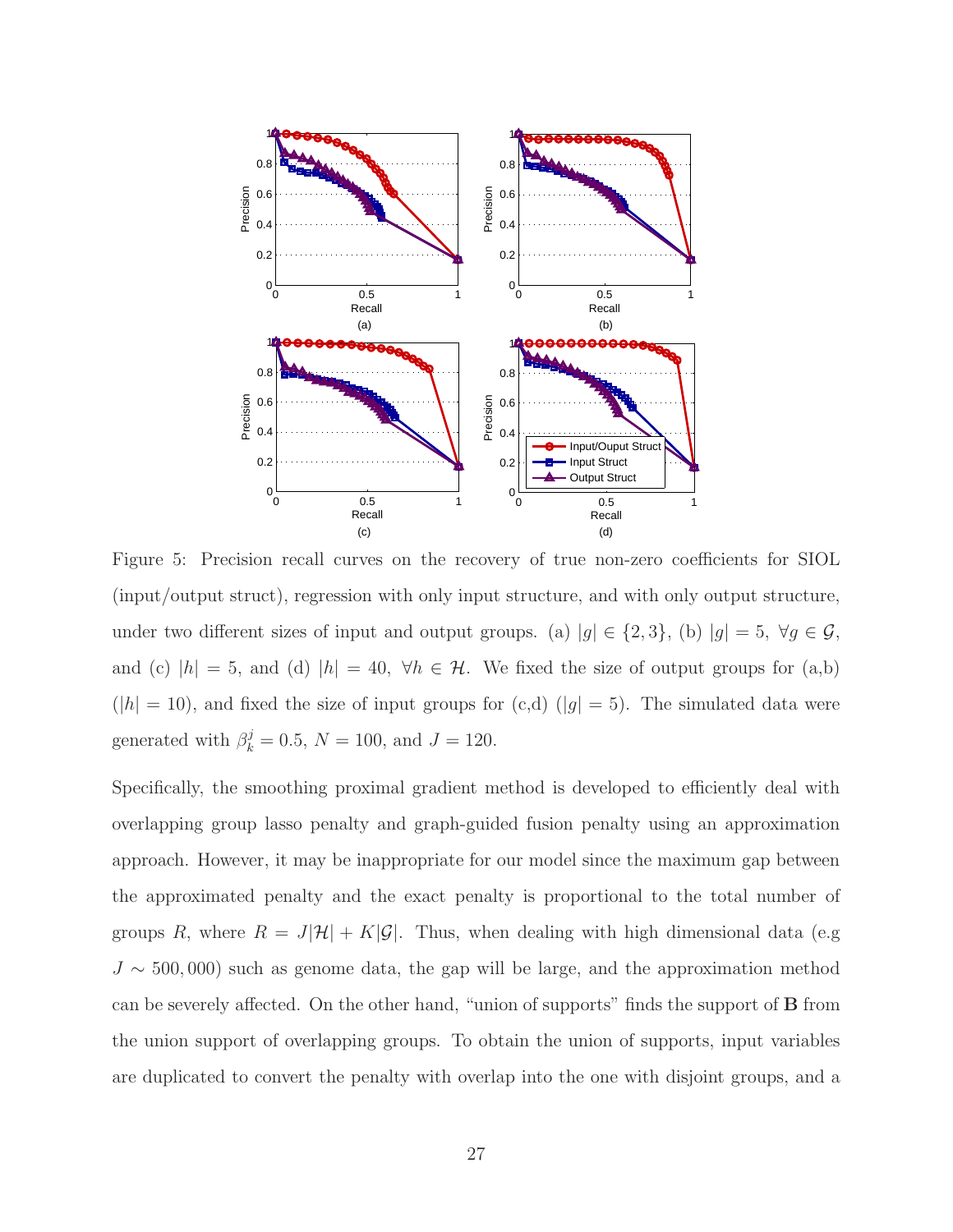Figure 5: Precision recall curves on the recovery of true non-zero coefficients for SIOL (input/output struct), regression with only input structure, and with only output structure, under two different sizes of input and output groups. (a) $|g| \in \{2, 3\}$, (b) $|g| = 5$, $\forall g \in \mathcal{G}$, and (c) $|h| = 5$, and (d) $|h| = 40$, $\forall h \in \mathcal{H}$. We fixed the size of output groups for (a,b) ($|h| = 10$), and fixed the size of input groups for (c,d) ($|g| = 5$). The simulated data were generated with $\beta_k^j = 0.5$, $N = 100$, and $J = 120$.

Specifically, the smoothing proximal gradient method is developed to efficiently deal with overlapping group lasso penalty and graph-guided fusion penalty using an approximation approach. However, it may be inappropriate for our model since the maximum gap between the approximated penalty and the exact penalty is proportional to the total number of groups $R$, where $R = J|\mathcal{H}| + K|\mathcal{G}|$. Thus, when dealing with high dimensional data (e.g $J \sim 500,000$) such as genome data, the gap will be large, and the approximation method can be severely affected. On the other hand, "union of supports" finds the support of $\mathbf{B}$ from the union support of overlapping groups. To obtain the union of supports, input variables are duplicated to convert the penalty with overlap into the one with disjoint groups, and a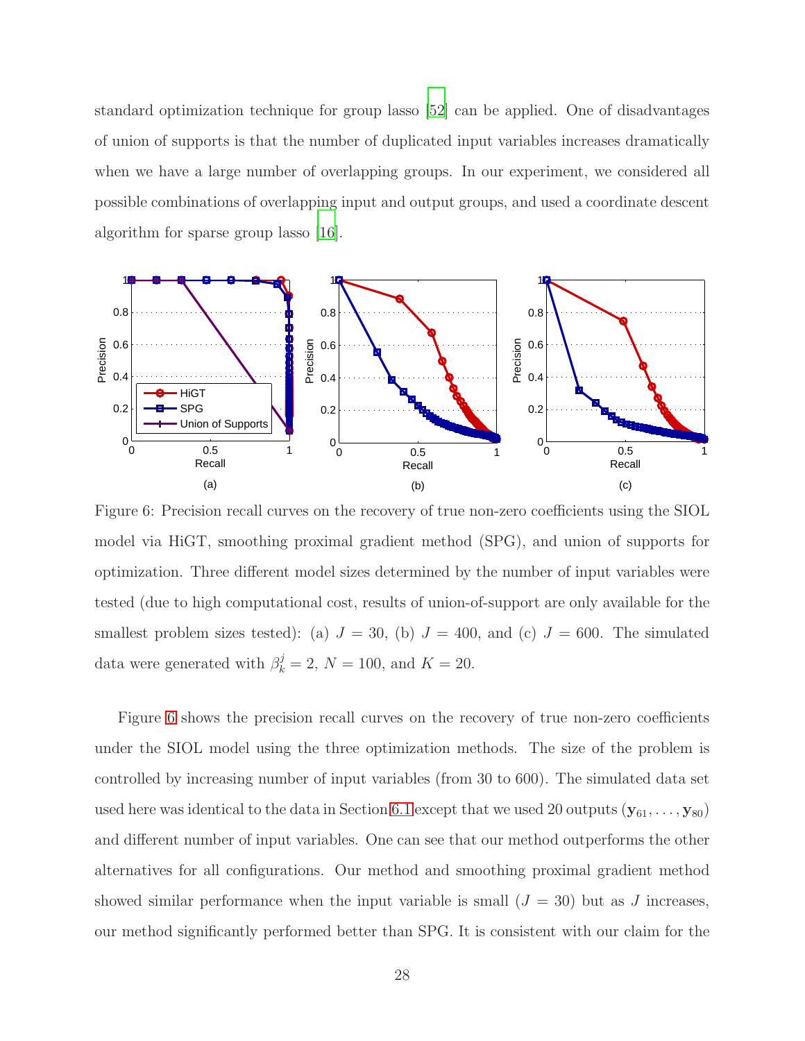standard optimization technique for group lasso [52] can be applied. One of disadvantages of union of supports is that the number of duplicated input variables increases dramatically when we have a large number of overlapping groups. In our experiment, we considered all possible combinations of overlapping input and output groups, and used a coordinate descent algorithm for sparse group lasso [16].

Figure 6: Precision recall curves on the recovery of true non-zero coefficients using the SIOL model via HiGT, smoothing proximal gradient method (SPG), and union of supports for optimization. Three different model sizes determined by the number of input variables were tested (due to high computational cost, results of union-of-support are only available for the smallest problem sizes tested): (a) $J = 30$, (b) $J = 400$, and (c) $J = 600$. The simulated data were generated with $\beta_k^j = 2$, $N = 100$, and $K = 20$.

Figure 6 shows the precision recall curves on the recovery of true non-zero coefficients under the SIOL model using the three optimization methods. The size of the problem is controlled by increasing number of input variables (from 30 to 600). The simulated data set used here was identical to the data in Section 6.1 except that we used 20 outputs $(\mathbf{y}_{61}, \ldots, \mathbf{y}_{80})$ and different number of input variables. One can see that our method outperforms the other alternatives for all configurations. Our method and smoothing proximal gradient method showed similar performance when the input variable is small ($J = 30$) but as $J$ increases, our method significantly performed better than SPG. It is consistent with our claim for the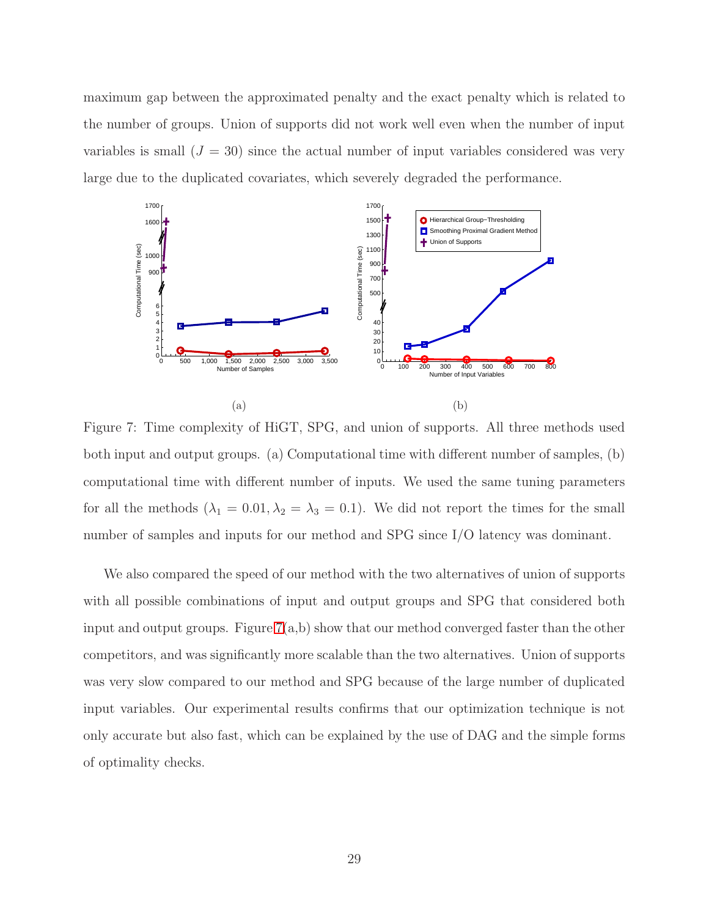maximum gap between the approximated penalty and the exact penalty which is related to the number of groups. Union of supports did not work well even when the number of input variables is small ($J = 30$) since the actual number of input variables considered was very large due to the duplicated covariates, which severely degraded the performance.

(a)

(b)

Figure 7: Time complexity of HiGT, SPG, and union of supports. All three methods used both input and output groups. (a) Computational time with different number of samples, (b) computational time with different number of inputs. We used the same tuning parameters for all the methods ($\lambda_1 = 0.01, \lambda_2 = \lambda_3 = 0.1$). We did not report the times for the small number of samples and inputs for our method and SPG since I/O latency was dominant.

We also compared the speed of our method with the two alternatives of union of supports with all possible combinations of input and output groups and SPG that considered both input and output groups. Figure 7(a,b) show that our method converged faster than the other competitors, and was significantly more scalable than the two alternatives. Union of supports was very slow compared to our method and SPG because of the large number of duplicated input variables. Our experimental results confirms that our optimization technique is not only accurate but also fast, which can be explained by the use of DAG and the simple forms of optimality checks.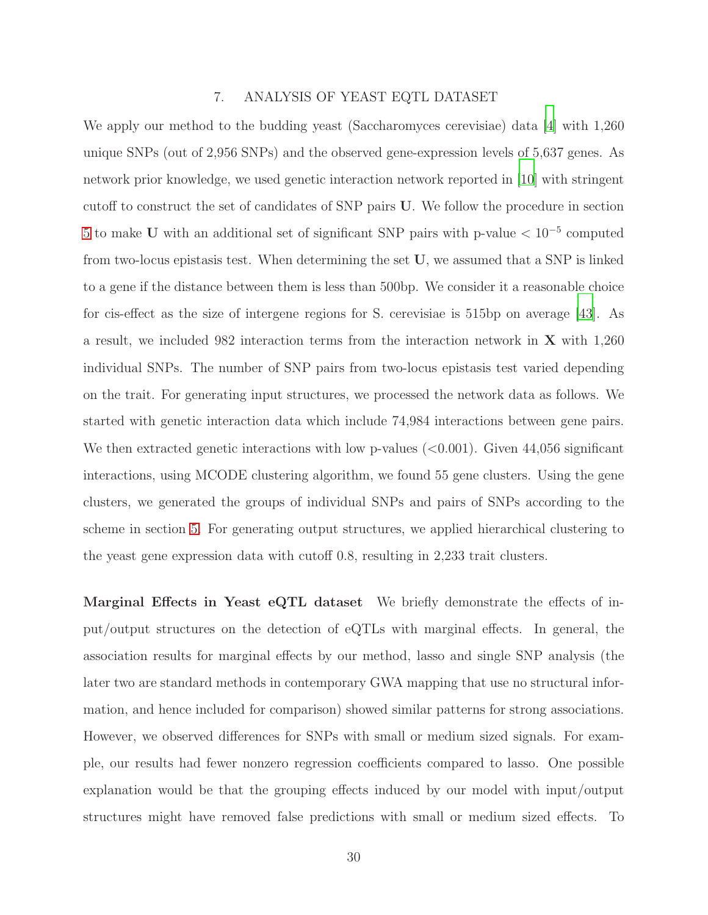## 7. ANALYSIS OF YEAST EQTL DATASET

We apply our method to the budding yeast (Saccharomyces cerevisiae) data [4] with 1,260 unique SNPs (out of 2,956 SNPs) and the observed gene-expression levels of 5,637 genes. As network prior knowledge, we used genetic interaction network reported in [10] with stringent cutoff to construct the set of candidates of SNP pairs $\mathbf{U}$. We follow the procedure in section 5 to make $\mathbf{U}$ with an additional set of significant SNP pairs with p-value $< 10^{-5}$ computed from two-locus epistasis test. When determining the set $\mathbf{U}$, we assumed that a SNP is linked to a gene if the distance between them is less than 500bp. We consider it a reasonable choice for cis-effect as the size of intergene regions for S. cerevisiae is 515bp on average [43]. As a result, we included 982 interaction terms from the interaction network in $\mathbf{X}$ with 1,260 individual SNPs. The number of SNP pairs from two-locus epistasis test varied depending on the trait. For generating input structures, we processed the network data as follows. We started with genetic interaction data which include 74,984 interactions between gene pairs. We then extracted genetic interactions with low p-values (<0.001). Given 44,056 significant interactions, using MCODE clustering algorithm, we found 55 gene clusters. Using the gene clusters, we generated the groups of individual SNPs and pairs of SNPs according to the scheme in section 5. For generating output structures, we applied hierarchical clustering to the yeast gene expression data with cutoff 0.8, resulting in 2,233 trait clusters.

**Marginal Effects in Yeast eQTL dataset** We briefly demonstrate the effects of input/output structures on the detection of eQTLs with marginal effects. In general, the association results for marginal effects by our method, lasso and single SNP analysis (the later two are standard methods in contemporary GWA mapping that use no structural information, and hence included for comparison) showed similar patterns for strong associations. However, we observed differences for SNPs with small or medium sized signals. For example, our results had fewer nonzero regression coefficients compared to lasso. One possible explanation would be that the grouping effects induced by our model with input/output structures might have removed false predictions with small or medium sized effects. To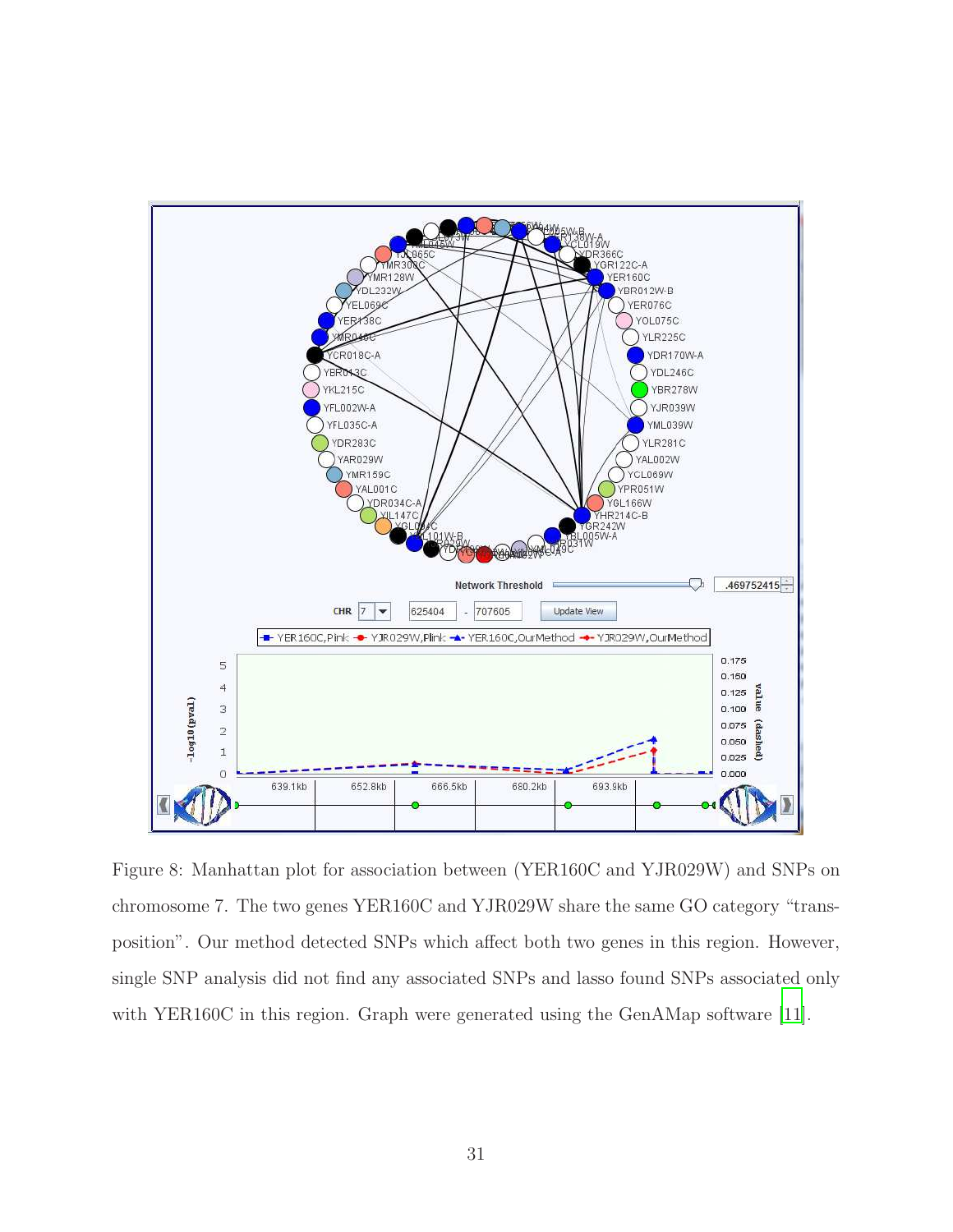Figure 8: Manhattan plot for association between (YER160C and YJR029W) and SNPs on chromosome 7. The two genes YER160C and YJR029W share the same GO category "transposition". Our method detected SNPs which affect both two genes in this region. However, single SNP analysis did not find any associated SNPs and lasso found SNPs associated only with YER160C in this region. Graph were generated using the GenAMap software [11].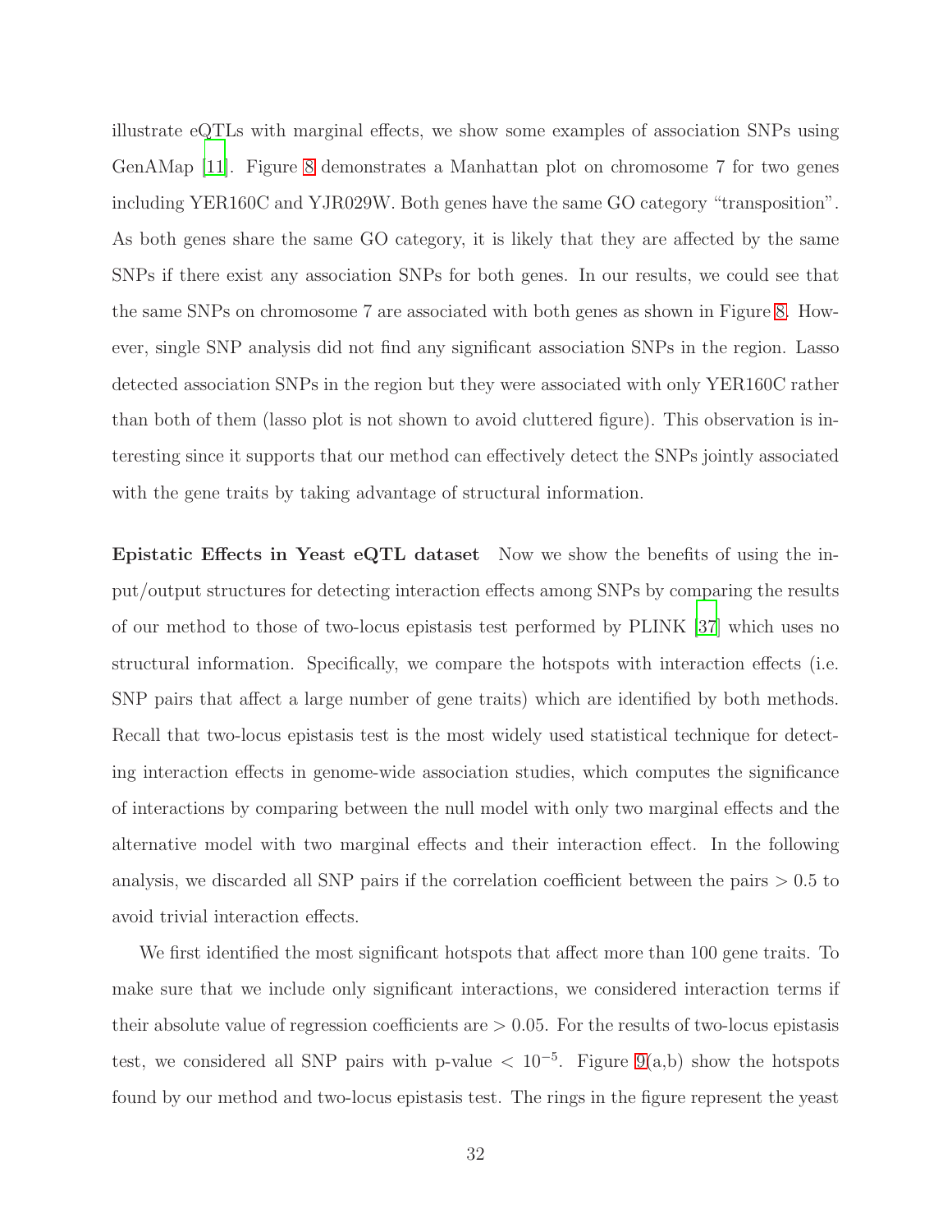illustrate eQTLs with marginal effects, we show some examples of association SNPs using GenAMap [11]. Figure 8 demonstrates a Manhattan plot on chromosome 7 for two genes including YER160C and YJR029W. Both genes have the same GO category "transposition". As both genes share the same GO category, it is likely that they are affected by the same SNPs if there exist any association SNPs for both genes. In our results, we could see that the same SNPs on chromosome 7 are associated with both genes as shown in Figure 8. However, single SNP analysis did not find any significant association SNPs in the region. Lasso detected association SNPs in the region but they were associated with only YER160C rather than both of them (lasso plot is not shown to avoid cluttered figure). This observation is interesting since it supports that our method can effectively detect the SNPs jointly associated with the gene traits by taking advantage of structural information.

**Epistatic Effects in Yeast eQTL dataset** Now we show the benefits of using the input/output structures for detecting interaction effects among SNPs by comparing the results of our method to those of two-locus epistasis test performed by PLINK [37] which uses no structural information. Specifically, we compare the hotspots with interaction effects (i.e. SNP pairs that affect a large number of gene traits) which are identified by both methods. Recall that two-locus epistasis test is the most widely used statistical technique for detecting interaction effects in genome-wide association studies, which computes the significance of interactions by comparing between the null model with only two marginal effects and the alternative model with two marginal effects and their interaction effect. In the following analysis, we discarded all SNP pairs if the correlation coefficient between the pairs $> 0.5$ to avoid trivial interaction effects.

We first identified the most significant hotspots that affect more than 100 gene traits. To make sure that we include only significant interactions, we considered interaction terms if their absolute value of regression coefficients are $> 0.05$. For the results of two-locus epistasis test, we considered all SNP pairs with p-value $< 10^{-5}$. Figure 9(a,b) show the hotspots found by our method and two-locus epistasis test. The rings in the figure represent the yeast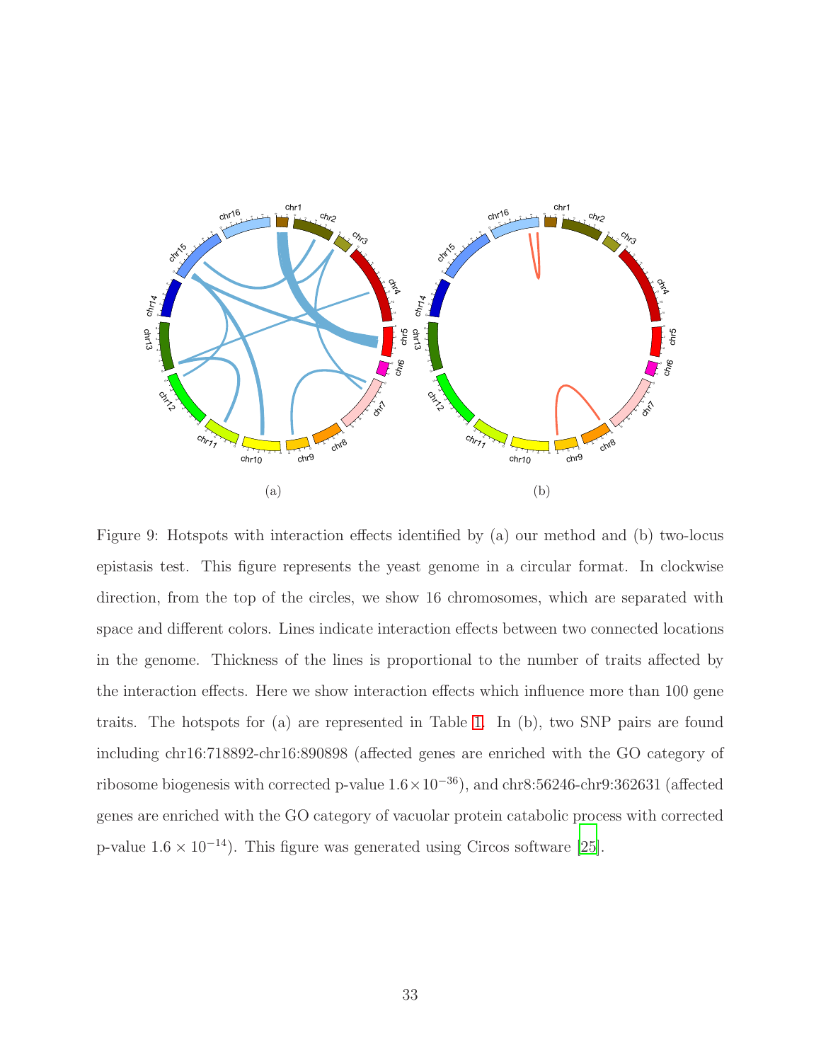(a)

(b)

Figure 9: Hotspots with interaction effects identified by (a) our method and (b) two-locus epistasis test. This figure represents the yeast genome in a circular format. In clockwise direction, from the top of the circles, we show 16 chromosomes, which are separated with space and different colors. Lines indicate interaction effects between two connected locations in the genome. Thickness of the lines is proportional to the number of traits affected by the interaction effects. Here we show interaction effects which influence more than 100 gene traits. The hotspots for (a) are represented in Table 1. In (b), two SNP pairs are found including chr16:718892-chr16:890898 (affected genes are enriched with the GO category of ribosome biogenesis with corrected p-value $1.6 \times 10^{-36}$), and chr8:56246-chr9:362631 (affected genes are enriched with the GO category of vacuolar protein catabolic process with corrected p-value $1.6 \times 10^{-14}$). This figure was generated using Circos software [25].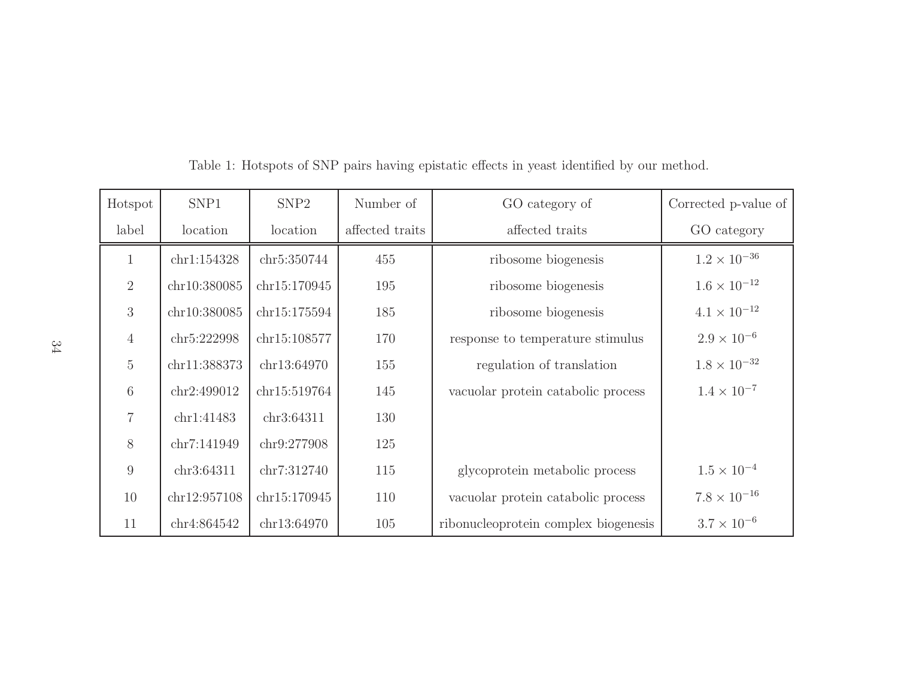Table 1: Hotspots of SNP pairs having epistatic effects in yeast identified by our method.

| Hotspot label | SNP1 location | SNP2 location | Number of affected traits | GO category of affected traits | Corrected p-value of GO category |
|---|---|---|---|---|---|
| 1 | chr1:154328 | chr5:350744 | 455 | ribosome biogenesis | $1.2 \times 10^{-36}$ |
| 2 | chr10:380085 | chr15:170945 | 195 | ribosome biogenesis | $1.6 \times 10^{-12}$ |
| 3 | chr10:380085 | chr15:175594 | 185 | ribosome biogenesis | $4.1 \times 10^{-12}$ |
| 4 | chr5:222998 | chr15:108577 | 170 | response to temperature stimulus | $2.9 \times 10^{-6}$ |
| 5 | chr11:388373 | chr13:64970 | 155 | regulation of translation | $1.8 \times 10^{-32}$ |
| 6 | chr2:499012 | chr15:519764 | 145 | vacuolar protein catabolic process | $1.4 \times 10^{-7}$ |
| 7 | chr1:41483 | chr3:64311 | 130 | | |
| 8 | chr7:141949 | chr9:277908 | 125 | | |
| 9 | chr3:64311 | chr7:312740 | 115 | glycoprotein metabolic process | $1.5 \times 10^{-4}$ |
| 10 | chr12:957108 | chr15:170945 | 110 | vacuolar protein catabolic process | $7.8 \times 10^{-16}$ |
| 11 | chr4:864542 | chr13:64970 | 105 | ribonucleoprotein complex biogenesis | $3.7 \times 10^{-6}$ |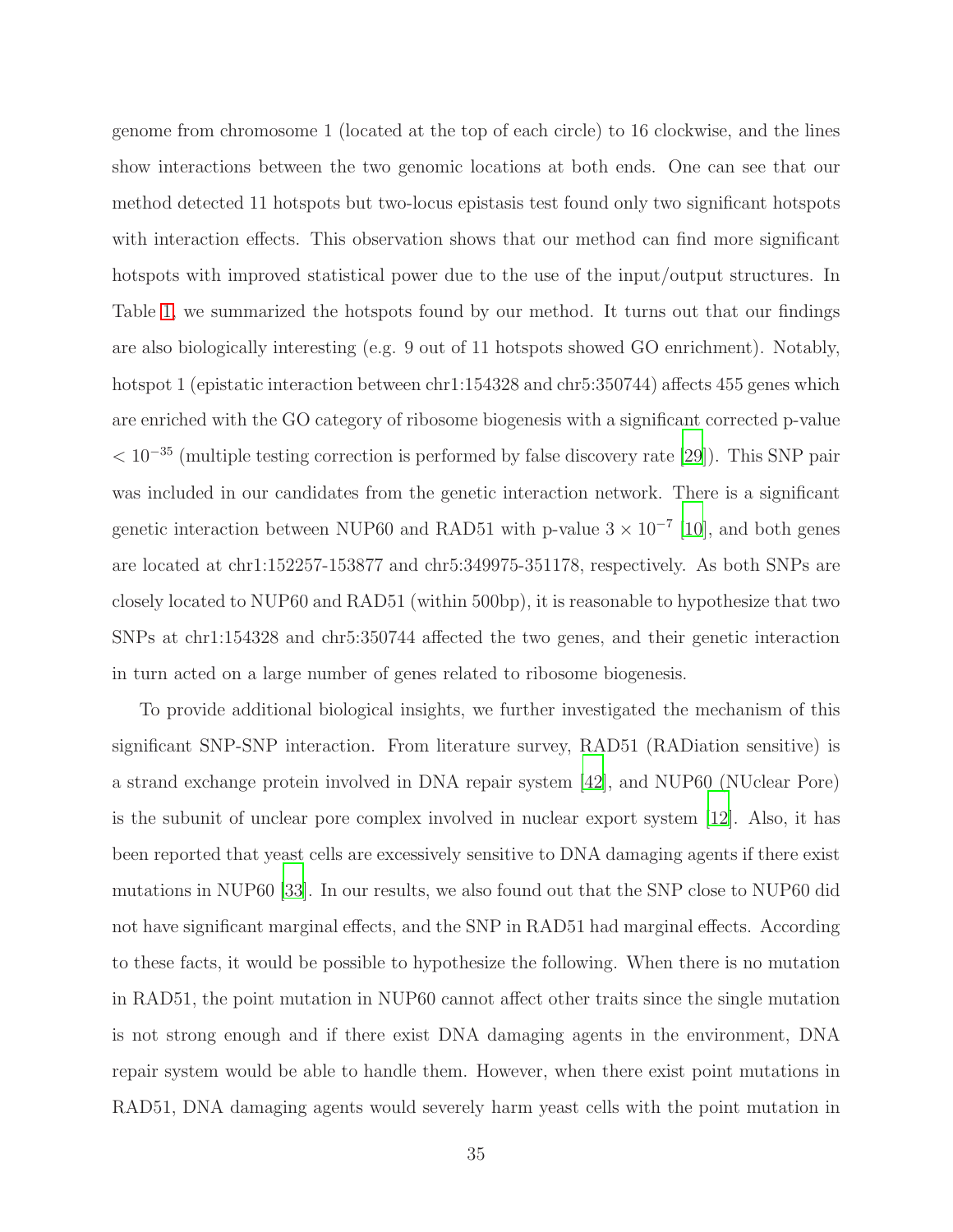genome from chromosome 1 (located at the top of each circle) to 16 clockwise, and the lines show interactions between the two genomic locations at both ends. One can see that our method detected 11 hotspots but two-locus epistasis test found only two significant hotspots with interaction effects. This observation shows that our method can find more significant hotspots with improved statistical power due to the use of the input/output structures. In Table 1, we summarized the hotspots found by our method. It turns out that our findings are also biologically interesting (e.g. 9 out of 11 hotspots showed GO enrichment). Notably, hotspot 1 (epistatic interaction between chr1:154328 and chr5:350744) affects 455 genes which are enriched with the GO category of ribosome biogenesis with a significant corrected p-value $< 10^{-35}$ (multiple testing correction is performed by false discovery rate [29]). This SNP pair was included in our candidates from the genetic interaction network. There is a significant genetic interaction between NUP60 and RAD51 with p-value $3 \times 10^{-7}$ [10], and both genes are located at chr1:152257-153877 and chr5:349975-351178, respectively. As both SNPs are closely located to NUP60 and RAD51 (within 500bp), it is reasonable to hypothesize that two SNPs at chr1:154328 and chr5:350744 affected the two genes, and their genetic interaction in turn acted on a large number of genes related to ribosome biogenesis.

To provide additional biological insights, we further investigated the mechanism of this significant SNP-SNP interaction. From literature survey, RAD51 (RADiation sensitive) is a strand exchange protein involved in DNA repair system [42], and NUP60 (NUclear Pore) is the subunit of unclear pore complex involved in nuclear export system [12]. Also, it has been reported that yeast cells are excessively sensitive to DNA damaging agents if there exist mutations in NUP60 [33]. In our results, we also found out that the SNP close to NUP60 did not have significant marginal effects, and the SNP in RAD51 had marginal effects. According to these facts, it would be possible to hypothesize the following. When there is no mutation in RAD51, the point mutation in NUP60 cannot affect other traits since the single mutation is not strong enough and if there exist DNA damaging agents in the environment, DNA repair system would be able to handle them. However, when there exist point mutations in RAD51, DNA damaging agents would severely harm yeast cells with the point mutation in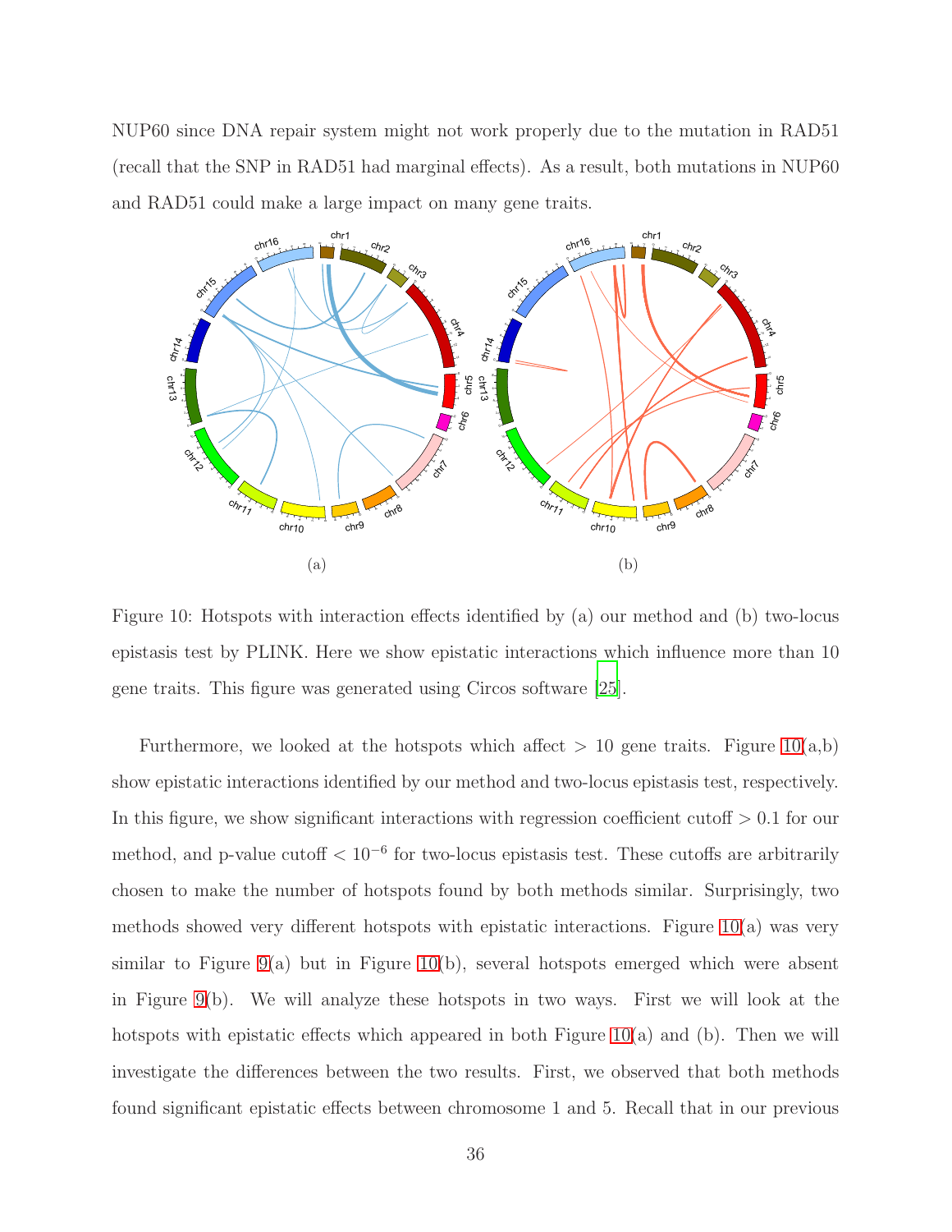NUP60 since DNA repair system might not work properly due to the mutation in RAD51 (recall that the SNP in RAD51 had marginal effects). As a result, both mutations in NUP60 and RAD51 could make a large impact on many gene traits.

(a)

(b)

Figure 10: Hotspots with interaction effects identified by (a) our method and (b) two-locus epistasis test by PLINK. Here we show epistatic interactions which influence more than 10 gene traits. This figure was generated using Circos software [25].

Furthermore, we looked at the hotspots which affect > 10 gene traits. Figure 10(a,b) show epistatic interactions identified by our method and two-locus epistasis test, respectively. In this figure, we show significant interactions with regression coefficient cutoff > 0.1 for our method, and p-value cutoff $< 10^{-6}$ for two-locus epistasis test. These cutoffs are arbitrarily chosen to make the number of hotspots found by both methods similar. Surprisingly, two methods showed very different hotspots with epistatic interactions. Figure 10(a) was very similar to Figure 9(a) but in Figure 10(b), several hotspots emerged which were absent in Figure 9(b). We will analyze these hotspots in two ways. First we will look at the hotspots with epistatic effects which appeared in both Figure 10(a) and (b). Then we will investigate the differences between the two results. First, we observed that both methods found significant epistatic effects between chromosome 1 and 5. Recall that in our previous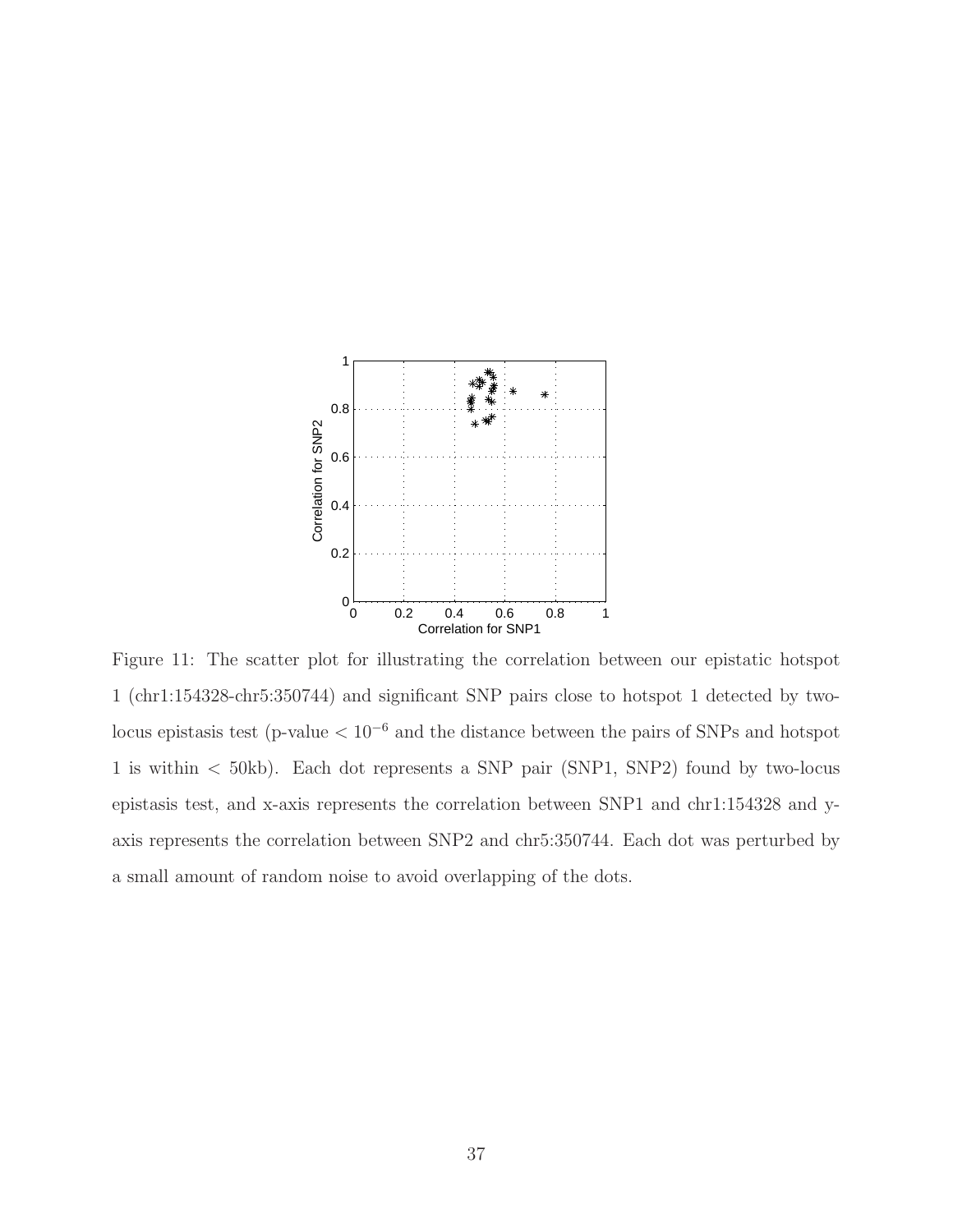Figure 11: The scatter plot for illustrating the correlation between our epistatic hotspot 1 (chr1:154328-chr5:350744) and significant SNP pairs close to hotspot 1 detected by two-locus epistasis test (p-value $< 10^{-6}$ and the distance between the pairs of SNPs and hotspot 1 is within $<$ 50kb). Each dot represents a SNP pair (SNP1, SNP2) found by two-locus epistasis test, and x-axis represents the correlation between SNP1 and chr1:154328 and y-axis represents the correlation between SNP2 and chr5:350744. Each dot was perturbed by a small amount of random noise to avoid overlapping of the dots.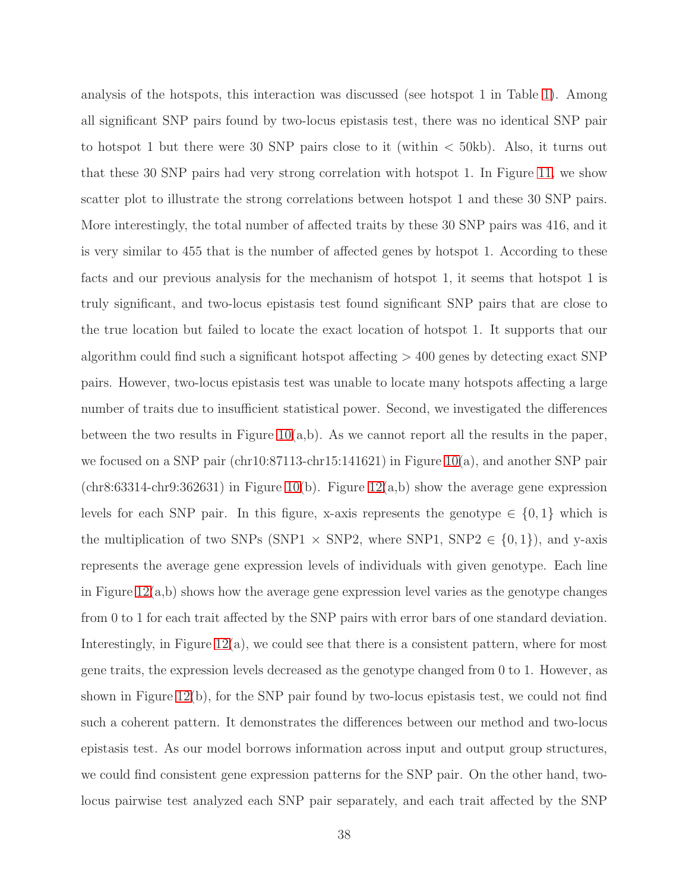analysis of the hotspots, this interaction was discussed (see hotspot 1 in Table 1). Among all significant SNP pairs found by two-locus epistasis test, there was no identical SNP pair to hotspot 1 but there were 30 SNP pairs close to it (within $< 50$kb). Also, it turns out that these 30 SNP pairs had very strong correlation with hotspot 1. In Figure 11, we show scatter plot to illustrate the strong correlations between hotspot 1 and these 30 SNP pairs. More interestingly, the total number of affected traits by these 30 SNP pairs was 416, and it is very similar to 455 that is the number of affected genes by hotspot 1. According to these facts and our previous analysis for the mechanism of hotspot 1, it seems that hotspot 1 is truly significant, and two-locus epistasis test found significant SNP pairs that are close to the true location but failed to locate the exact location of hotspot 1. It supports that our algorithm could find such a significant hotspot affecting $> 400$ genes by detecting exact SNP pairs. However, two-locus epistasis test was unable to locate many hotspots affecting a large number of traits due to insufficient statistical power. Second, we investigated the differences between the two results in Figure 10(a,b). As we cannot report all the results in the paper, we focused on a SNP pair (chr10:87113-chr15:141621) in Figure 10(a), and another SNP pair (chr8:63314-chr9:362631) in Figure 10(b). Figure 12(a,b) show the average gene expression levels for each SNP pair. In this figure, x-axis represents the genotype $\in \{0, 1\}$ which is the multiplication of two SNPs (SNP1 $\times$ SNP2, where SNP1, SNP2 $\in \{0, 1\}$), and y-axis represents the average gene expression levels of individuals with given genotype. Each line in Figure 12(a,b) shows how the average gene expression level varies as the genotype changes from 0 to 1 for each trait affected by the SNP pairs with error bars of one standard deviation. Interestingly, in Figure 12(a), we could see that there is a consistent pattern, where for most gene traits, the expression levels decreased as the genotype changed from 0 to 1. However, as shown in Figure 12(b), for the SNP pair found by two-locus epistasis test, we could not find such a coherent pattern. It demonstrates the differences between our method and two-locus epistasis test. As our model borrows information across input and output group structures, we could find consistent gene expression patterns for the SNP pair. On the other hand, two-locus pairwise test analyzed each SNP pair separately, and each trait affected by the SNP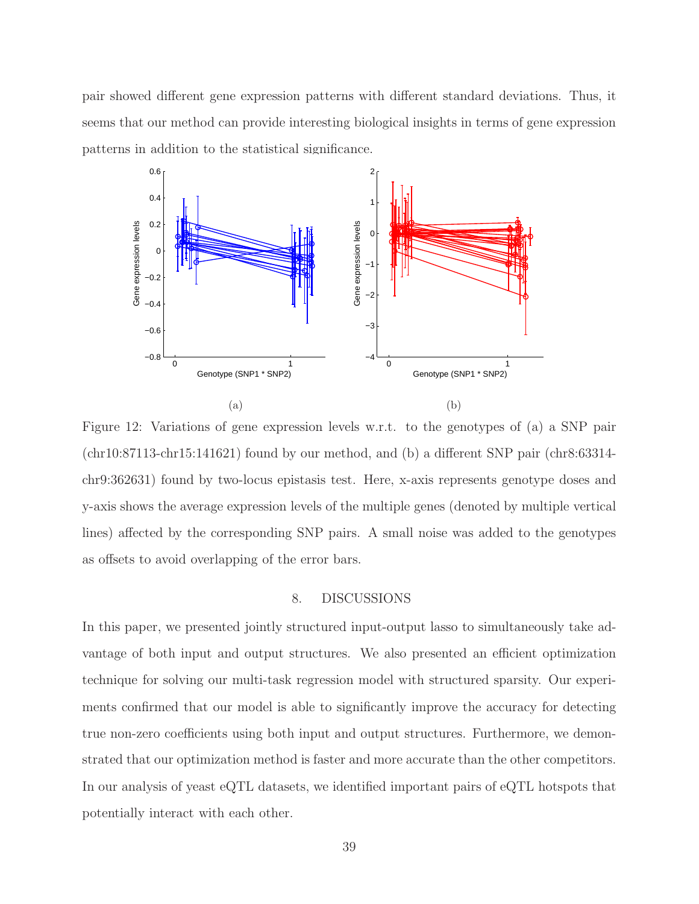pair showed different gene expression patterns with different standard deviations. Thus, it seems that our method can provide interesting biological insights in terms of gene expression patterns in addition to the statistical significance.

(a)

(b)

Figure 12: Variations of gene expression levels w.r.t. to the genotypes of (a) a SNP pair (chr10:87113-chr15:141621) found by our method, and (b) a different SNP pair (chr8:63314-chr9:362631) found by two-locus epistasis test. Here, x-axis represents genotype doses and y-axis shows the average expression levels of the multiple genes (denoted by multiple vertical lines) affected by the corresponding SNP pairs. A small noise was added to the genotypes as offsets to avoid overlapping of the error bars.

## 8. DISCUSSIONS

In this paper, we presented jointly structured input-output lasso to simultaneously take advantage of both input and output structures. We also presented an efficient optimization technique for solving our multi-task regression model with structured sparsity. Our experiments confirmed that our model is able to significantly improve the accuracy for detecting true non-zero coefficients using both input and output structures. Furthermore, we demonstrated that our optimization method is faster and more accurate than the other competitors. In our analysis of yeast eQTL datasets, we identified important pairs of eQTL hotspots that potentially interact with each other.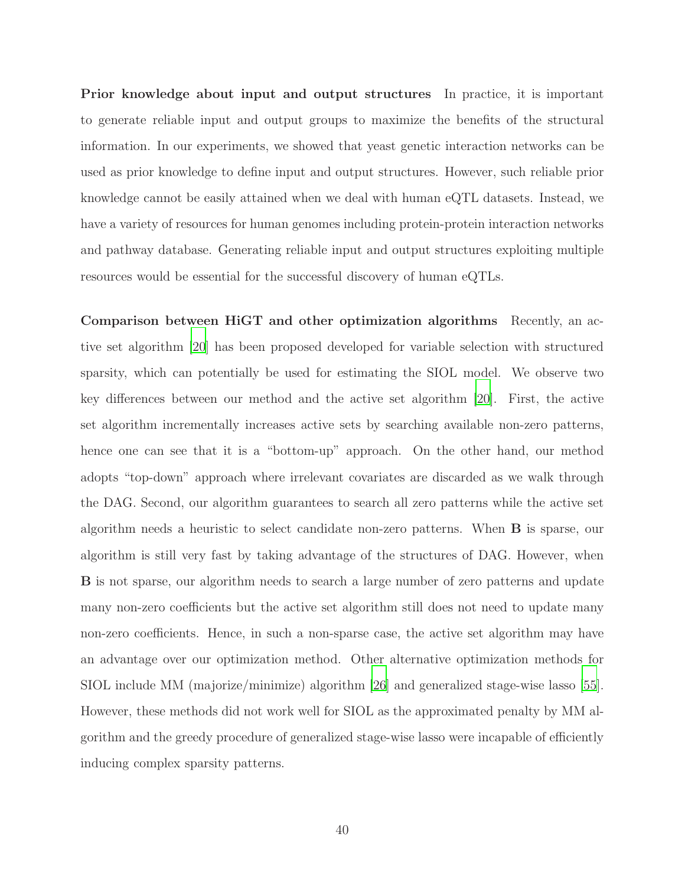**Prior knowledge about input and output structures** In practice, it is important to generate reliable input and output groups to maximize the benefits of the structural information. In our experiments, we showed that yeast genetic interaction networks can be used as prior knowledge to define input and output structures. However, such reliable prior knowledge cannot be easily attained when we deal with human eQTL datasets. Instead, we have a variety of resources for human genomes including protein-protein interaction networks and pathway database. Generating reliable input and output structures exploiting multiple resources would be essential for the successful discovery of human eQTLs.

**Comparison between HiGT and other optimization algorithms** Recently, an active set algorithm [20] has been proposed developed for variable selection with structured sparsity, which can potentially be used for estimating the SIOL model. We observe two key differences between our method and the active set algorithm [20]. First, the active set algorithm incrementally increases active sets by searching available non-zero patterns, hence one can see that it is a "bottom-up" approach. On the other hand, our method adopts "top-down" approach where irrelevant covariates are discarded as we walk through the DAG. Second, our algorithm guarantees to search all zero patterns while the active set algorithm needs a heuristic to select candidate non-zero patterns. When $\mathbf{B}$ is sparse, our algorithm is still very fast by taking advantage of the structures of DAG. However, when $\mathbf{B}$ is not sparse, our algorithm needs to search a large number of zero patterns and update many non-zero coefficients but the active set algorithm still does not need to update many non-zero coefficients. Hence, in such a non-sparse case, the active set algorithm may have an advantage over our optimization method. Other alternative optimization methods for SIOL include MM (majorize/minimize) algorithm [26] and generalized stage-wise lasso [55]. However, these methods did not work well for SIOL as the approximated penalty by MM algorithm and the greedy procedure of generalized stage-wise lasso were incapable of efficiently inducing complex sparsity patterns.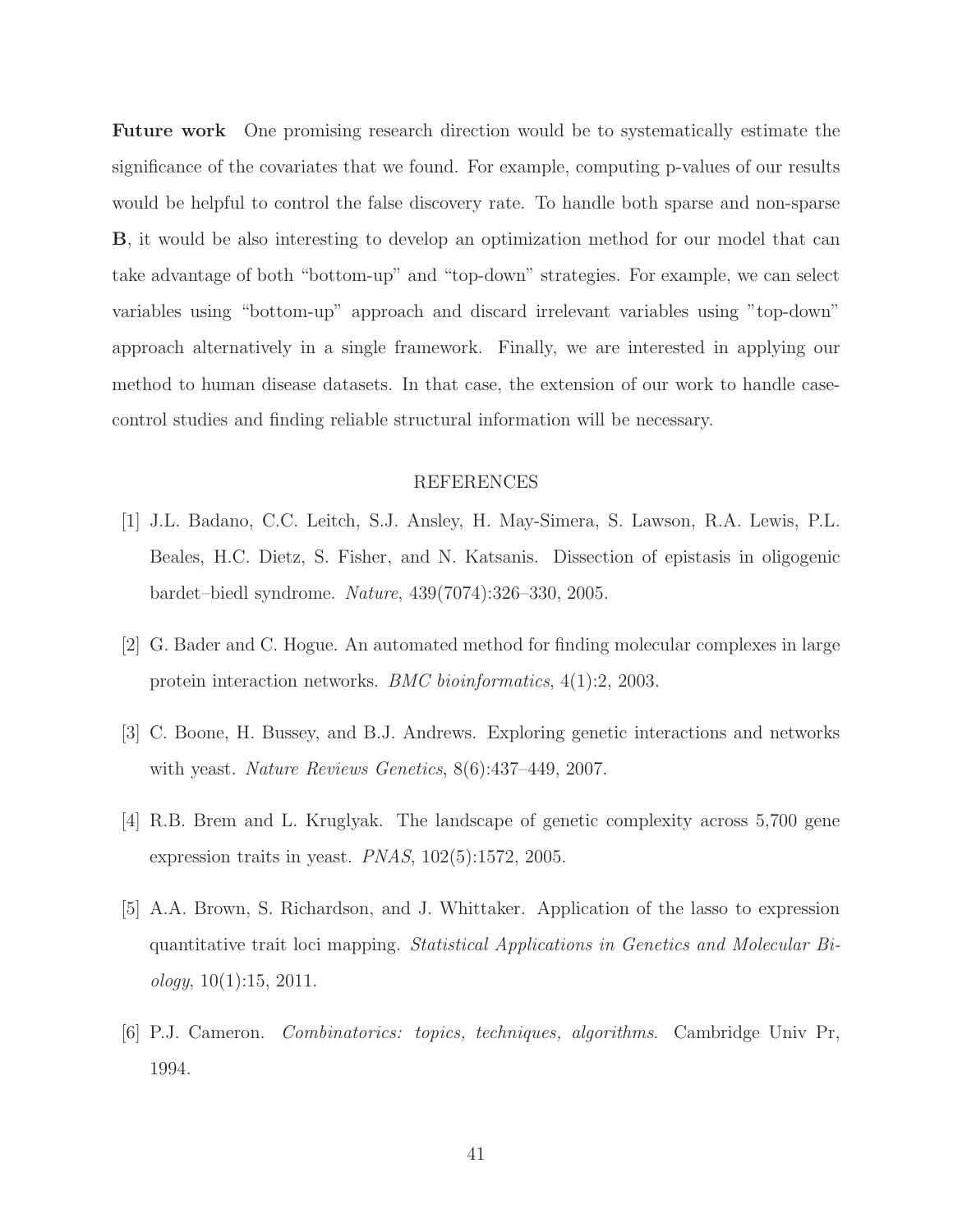**Future work** One promising research direction would be to systematically estimate the significance of the covariates that we found. For example, computing p-values of our results would be helpful to control the false discovery rate. To handle both sparse and non-sparse **B**, it would be also interesting to develop an optimization method for our model that can take advantage of both "bottom-up" and "top-down" strategies. For example, we can select variables using "bottom-up" approach and discard irrelevant variables using "top-down" approach alternatively in a single framework. Finally, we are interested in applying our method to human disease datasets. In that case, the extension of our work to handle case-control studies and finding reliable structural information will be necessary.

## REFERENCES

[1] J.L. Badano, C.C. Leitch, S.J. Ansley, H. May-Simera, S. Lawson, R.A. Lewis, P.L. Beales, H.C. Dietz, S. Fisher, and N. Katsanis. Dissection of epistasis in oligogenic bardet–biedl syndrome. *Nature*, 439(7074):326–330, 2005.

[2] G. Bader and C. Hogue. An automated method for finding molecular complexes in large protein interaction networks. *BMC bioinformatics*, 4(1):2, 2003.

[3] C. Boone, H. Bussey, and B.J. Andrews. Exploring genetic interactions and networks with yeast. *Nature Reviews Genetics*, 8(6):437–449, 2007.

[4] R.B. Brem and L. Kruglyak. The landscape of genetic complexity across 5,700 gene expression traits in yeast. *PNAS*, 102(5):1572, 2005.

[5] A.A. Brown, S. Richardson, and J. Whittaker. Application of the lasso to expression quantitative trait loci mapping. *Statistical Applications in Genetics and Molecular Biology*, 10(1):15, 2011.

[6] P.J. Cameron. *Combinatorics: topics, techniques, algorithms*. Cambridge Univ Pr, 1994.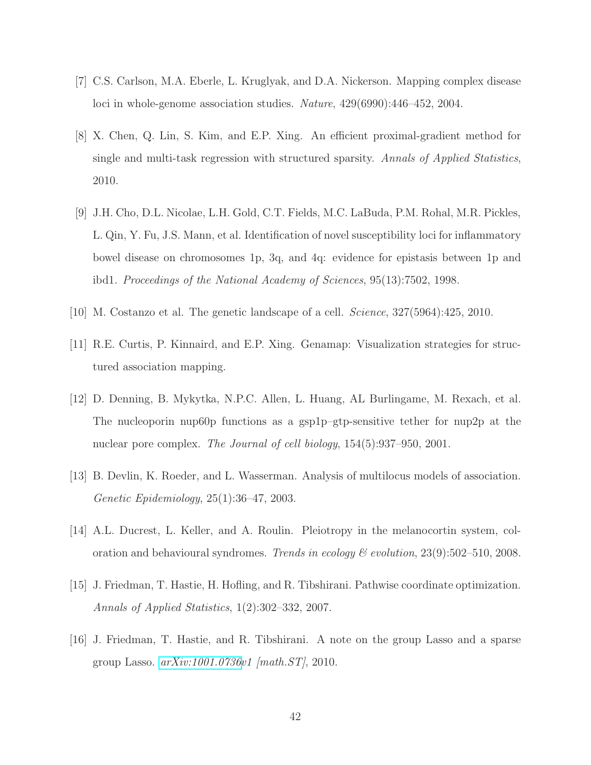[7] C.S. Carlson, M.A. Eberle, L. Kruglyak, and D.A. Nickerson. Mapping complex disease loci in whole-genome association studies. *Nature*, 429(6990):446–452, 2004.

[8] X. Chen, Q. Lin, S. Kim, and E.P. Xing. An efficient proximal-gradient method for single and multi-task regression with structured sparsity. *Annals of Applied Statistics*, 2010.

[9] J.H. Cho, D.L. Nicolae, L.H. Gold, C.T. Fields, M.C. LaBuda, P.M. Rohal, M.R. Pickles, L. Qin, Y. Fu, J.S. Mann, et al. Identification of novel susceptibility loci for inflammatory bowel disease on chromosomes 1p, 3q, and 4q: evidence for epistasis between 1p and ibd1. *Proceedings of the National Academy of Sciences*, 95(13):7502, 1998.

[10] M. Costanzo et al. The genetic landscape of a cell. *Science*, 327(5964):425, 2010.

[11] R.E. Curtis, P. Kinnaird, and E.P. Xing. Genamap: Visualization strategies for structured association mapping.

[12] D. Denning, B. Mykytka, N.P.C. Allen, L. Huang, AL Burlingame, M. Rexach, et al. The nucleoporin nup60p functions as a gsp1p–gtp-sensitive tether for nup2p at the nuclear pore complex. *The Journal of cell biology*, 154(5):937–950, 2001.

[13] B. Devlin, K. Roeder, and L. Wasserman. Analysis of multilocus models of association. *Genetic Epidemiology*, 25(1):36–47, 2003.

[14] A.L. Ducrest, L. Keller, and A. Roulin. Pleiotropy in the melanocortin system, coloration and behavioural syndromes. *Trends in ecology & evolution*, 23(9):502–510, 2008.

[15] J. Friedman, T. Hastie, H. Hofling, and R. Tibshirani. Pathwise coordinate optimization. *Annals of Applied Statistics*, 1(2):302–332, 2007.

[16] J. Friedman, T. Hastie, and R. Tibshirani. A note on the group Lasso and a sparse group Lasso. *arXiv:1001.0736v1 [math.ST]*, 2010.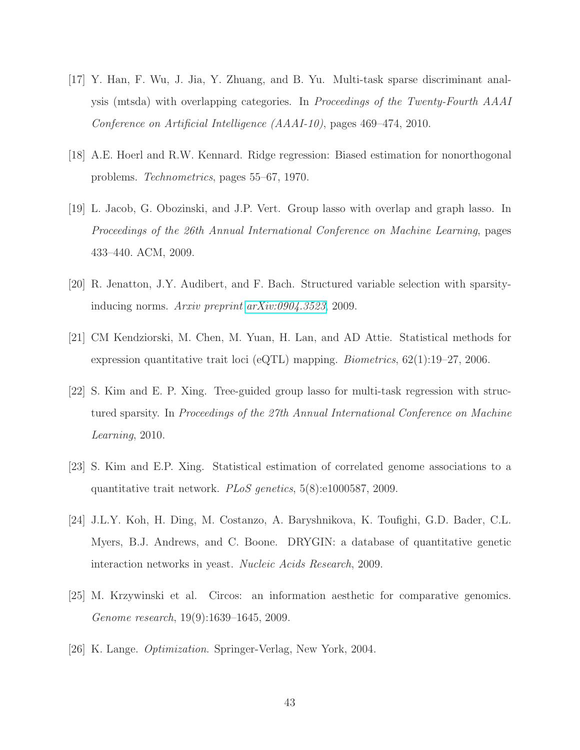[17] Y. Han, F. Wu, J. Jia, Y. Zhuang, and B. Yu. Multi-task sparse discriminant analysis (mtsda) with overlapping categories. In *Proceedings of the Twenty-Fourth AAAI Conference on Artificial Intelligence (AAAI-10)*, pages 469–474, 2010.

[18] A.E. Hoerl and R.W. Kennard. Ridge regression: Biased estimation for nonorthogonal problems. *Technometrics*, pages 55–67, 1970.

[19] L. Jacob, G. Obozinski, and J.P. Vert. Group lasso with overlap and graph lasso. In *Proceedings of the 26th Annual International Conference on Machine Learning*, pages 433–440. ACM, 2009.

[20] R. Jenatton, J.Y. Audibert, and F. Bach. Structured variable selection with sparsity-inducing norms. *Arxiv preprint arXiv:0904.3523*, 2009.

[21] CM Kendziorski, M. Chen, M. Yuan, H. Lan, and AD Attie. Statistical methods for expression quantitative trait loci (eQTL) mapping. *Biometrics*, 62(1):19–27, 2006.

[22] S. Kim and E. P. Xing. Tree-guided group lasso for multi-task regression with structured sparsity. In *Proceedings of the 27th Annual International Conference on Machine Learning*, 2010.

[23] S. Kim and E.P. Xing. Statistical estimation of correlated genome associations to a quantitative trait network. *PLoS genetics*, 5(8):e1000587, 2009.

[24] J.L.Y. Koh, H. Ding, M. Costanzo, A. Baryshnikova, K. Toufighi, G.D. Bader, C.L. Myers, B.J. Andrews, and C. Boone. DRYGIN: a database of quantitative genetic interaction networks in yeast. *Nucleic Acids Research*, 2009.

[25] M. Krzywinski et al. Circos: an information aesthetic for comparative genomics. *Genome research*, 19(9):1639–1645, 2009.

[26] K. Lange. *Optimization*. Springer-Verlag, New York, 2004.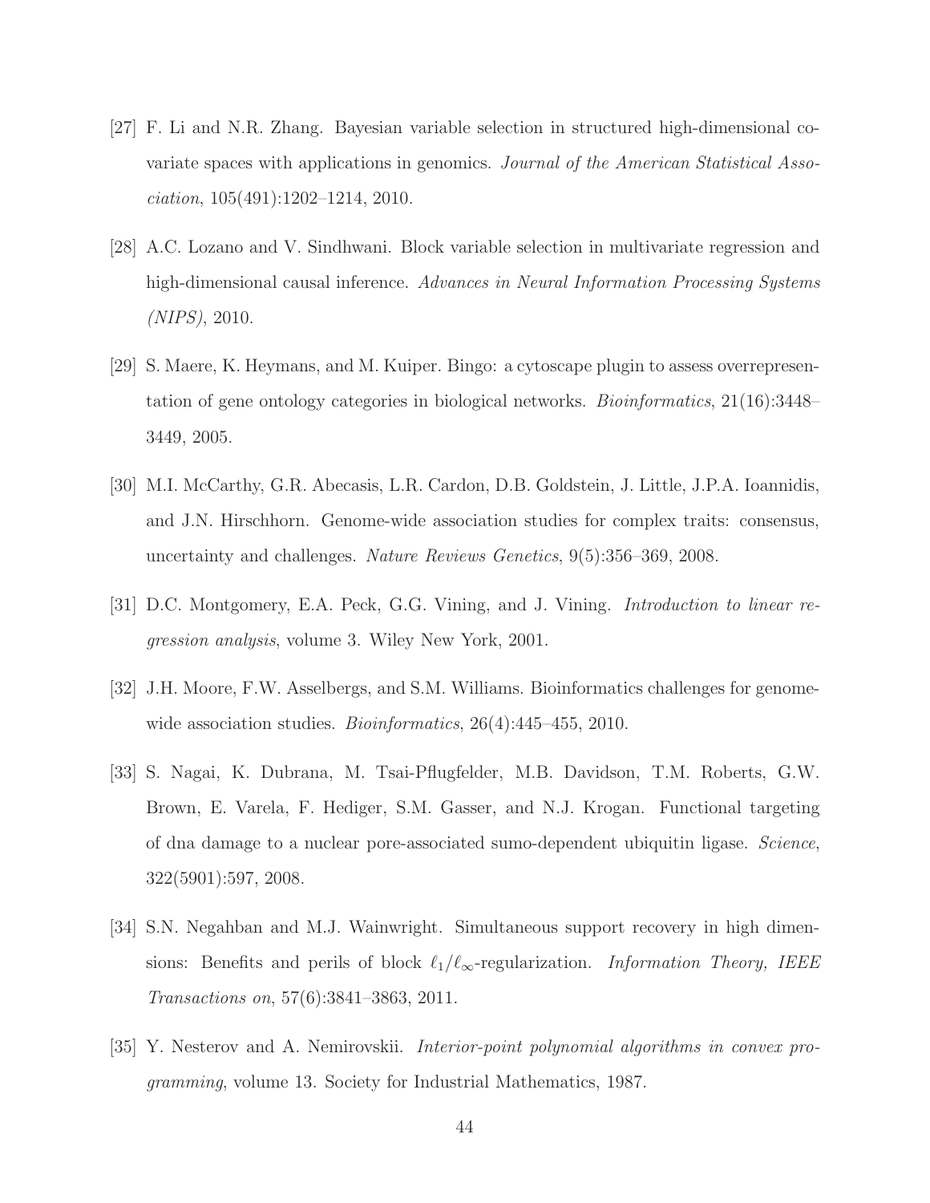[27] F. Li and N.R. Zhang. Bayesian variable selection in structured high-dimensional covariate spaces with applications in genomics. *Journal of the American Statistical Association*, 105(491):1202–1214, 2010.

[28] A.C. Lozano and V. Sindhwani. Block variable selection in multivariate regression and high-dimensional causal inference. *Advances in Neural Information Processing Systems (NIPS)*, 2010.

[29] S. Maere, K. Heymans, and M. Kuiper. Bingo: a cytoscape plugin to assess overrepresentation of gene ontology categories in biological networks. *Bioinformatics*, 21(16):3448–3449, 2005.

[30] M.I. McCarthy, G.R. Abecasis, L.R. Cardon, D.B. Goldstein, J. Little, J.P.A. Ioannidis, and J.N. Hirschhorn. Genome-wide association studies for complex traits: consensus, uncertainty and challenges. *Nature Reviews Genetics*, 9(5):356–369, 2008.

[31] D.C. Montgomery, E.A. Peck, G.G. Vining, and J. Vining. *Introduction to linear regression analysis*, volume 3. Wiley New York, 2001.

[32] J.H. Moore, F.W. Asselbergs, and S.M. Williams. Bioinformatics challenges for genome-wide association studies. *Bioinformatics*, 26(4):445–455, 2010.

[33] S. Nagai, K. Dubrana, M. Tsai-Pflugfelder, M.B. Davidson, T.M. Roberts, G.W. Brown, E. Varela, F. Hediger, S.M. Gasser, and N.J. Krogan. Functional targeting of dna damage to a nuclear pore-associated sumo-dependent ubiquitin ligase. *Science*, 322(5901):597, 2008.

[34] S.N. Negahban and M.J. Wainwright. Simultaneous support recovery in high dimensions: Benefits and perils of block $\ell_1/\ell_\infty$-regularization. *Information Theory, IEEE Transactions on*, 57(6):3841–3863, 2011.

[35] Y. Nesterov and A. Nemirovskii. *Interior-point polynomial algorithms in convex programming*, volume 13. Society for Industrial Mathematics, 1987.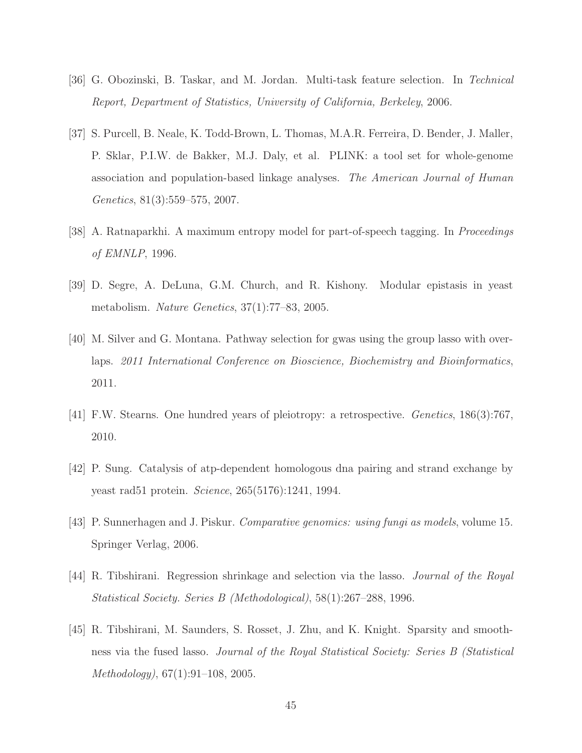[36] G. Obozinski, B. Taskar, and M. Jordan. Multi-task feature selection. In *Technical Report, Department of Statistics, University of California, Berkeley*, 2006.

[37] S. Purcell, B. Neale, K. Todd-Brown, L. Thomas, M.A.R. Ferreira, D. Bender, J. Maller, P. Sklar, P.I.W. de Bakker, M.J. Daly, et al. PLINK: a tool set for whole-genome association and population-based linkage analyses. *The American Journal of Human Genetics*, 81(3):559–575, 2007.

[38] A. Ratnaparkhi. A maximum entropy model for part-of-speech tagging. In *Proceedings of EMNLP*, 1996.

[39] D. Segre, A. DeLuna, G.M. Church, and R. Kishony. Modular epistasis in yeast metabolism. *Nature Genetics*, 37(1):77–83, 2005.

[40] M. Silver and G. Montana. Pathway selection for gwas using the group lasso with overlaps. *2011 International Conference on Bioscience, Biochemistry and Bioinformatics*, 2011.

[41] F.W. Stearns. One hundred years of pleiotropy: a retrospective. *Genetics*, 186(3):767, 2010.

[42] P. Sung. Catalysis of atp-dependent homologous dna pairing and strand exchange by yeast rad51 protein. *Science*, 265(5176):1241, 1994.

[43] P. Sunnerhagen and J. Piskur. *Comparative genomics: using fungi as models*, volume 15. Springer Verlag, 2006.

[44] R. Tibshirani. Regression shrinkage and selection via the lasso. *Journal of the Royal Statistical Society. Series B (Methodological)*, 58(1):267–288, 1996.

[45] R. Tibshirani, M. Saunders, S. Rosset, J. Zhu, and K. Knight. Sparsity and smoothness via the fused lasso. *Journal of the Royal Statistical Society: Series B (Statistical Methodology)*, 67(1):91–108, 2005.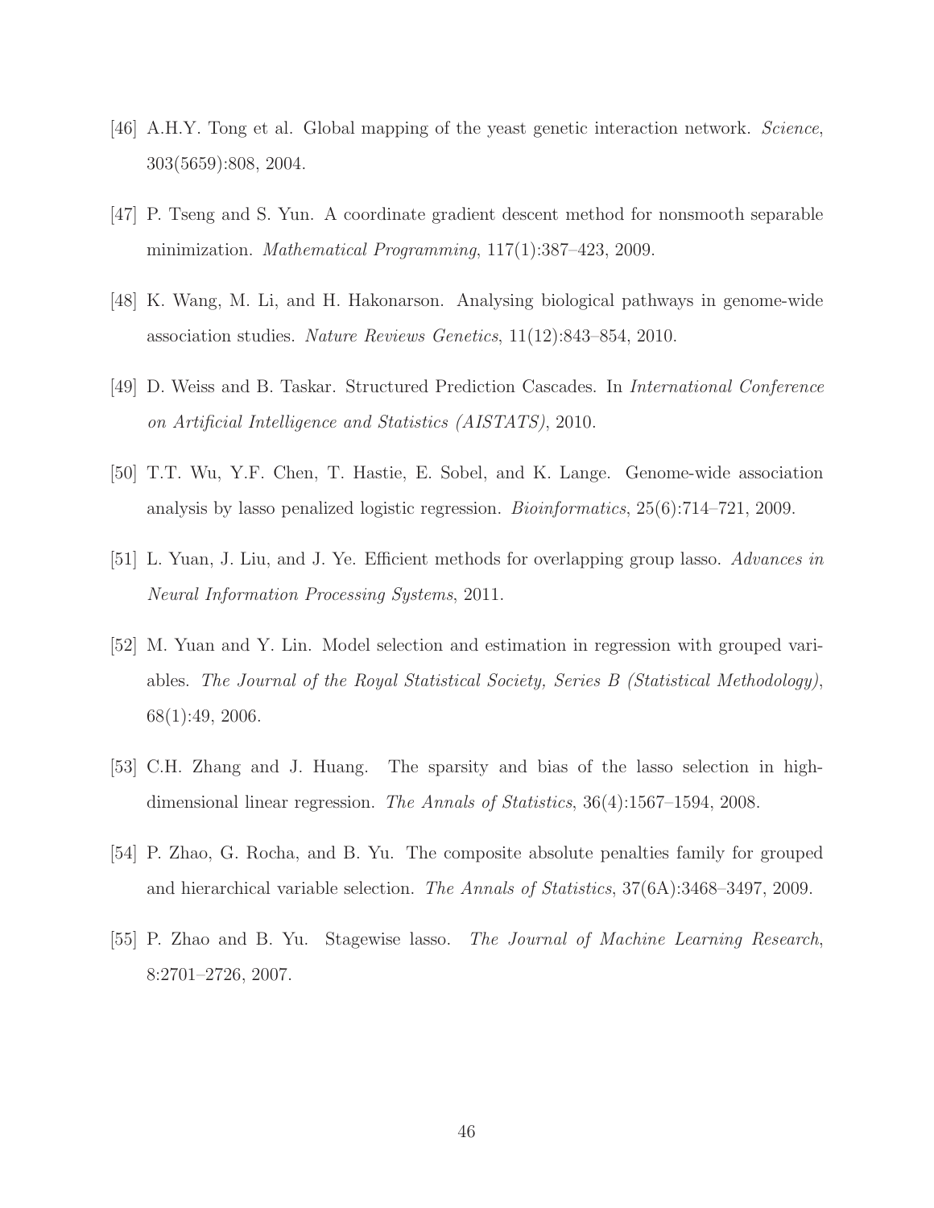[46] A.H.Y. Tong et al. Global mapping of the yeast genetic interaction network. *Science*, 303(5659):808, 2004.

[47] P. Tseng and S. Yun. A coordinate gradient descent method for nonsmooth separable minimization. *Mathematical Programming*, 117(1):387–423, 2009.

[48] K. Wang, M. Li, and H. Hakonarson. Analysing biological pathways in genome-wide association studies. *Nature Reviews Genetics*, 11(12):843–854, 2010.

[49] D. Weiss and B. Taskar. Structured Prediction Cascades. In *International Conference on Artificial Intelligence and Statistics (AISTATS)*, 2010.

[50] T.T. Wu, Y.F. Chen, T. Hastie, E. Sobel, and K. Lange. Genome-wide association analysis by lasso penalized logistic regression. *Bioinformatics*, 25(6):714–721, 2009.

[51] L. Yuan, J. Liu, and J. Ye. Efficient methods for overlapping group lasso. *Advances in Neural Information Processing Systems*, 2011.

[52] M. Yuan and Y. Lin. Model selection and estimation in regression with grouped variables. *The Journal of the Royal Statistical Society, Series B (Statistical Methodology)*, 68(1):49, 2006.

[53] C.H. Zhang and J. Huang. The sparsity and bias of the lasso selection in high-dimensional linear regression. *The Annals of Statistics*, 36(4):1567–1594, 2008.

[54] P. Zhao, G. Rocha, and B. Yu. The composite absolute penalties family for grouped and hierarchical variable selection. *The Annals of Statistics*, 37(6A):3468–3497, 2009.

[55] P. Zhao and B. Yu. Stagewise lasso. *The Journal of Machine Learning Research*, 8:2701–2726, 2007.